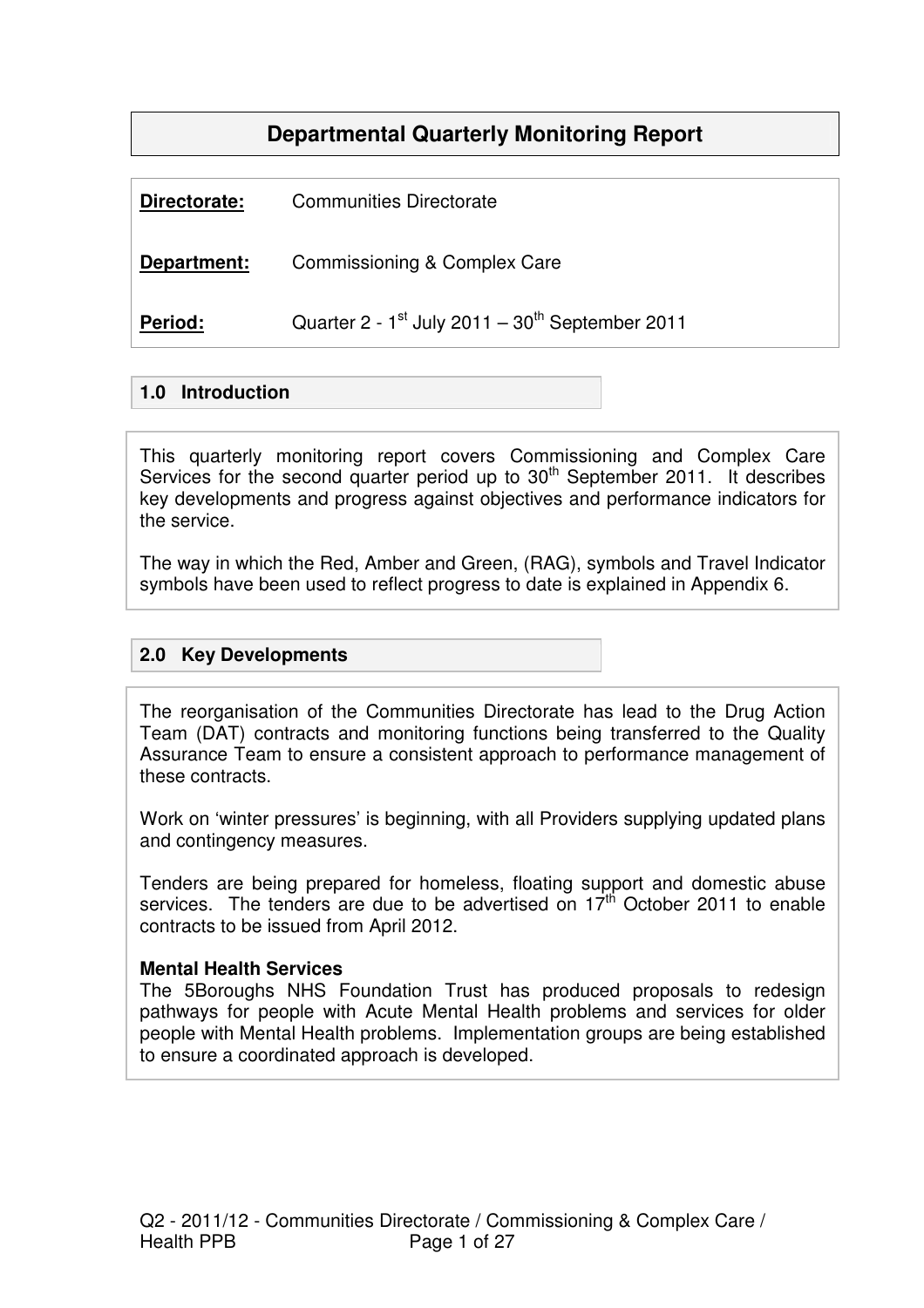# Departmental Quarterly Monitoring Report

**Directorate:** Communities Directorate

**Department:** Commissioning & Complex Care

**Period:** Quarter 2 - 1st July 2011 – 30th September 2011

## 1.0 Introduction

This quarterly monitoring report covers Commissioning and Complex Care Services for the second quarter period up to 30th September 2011. It describes key developments and progress against objectives and performance indicators for the service.

The way in which the Red, Amber and Green, (RAG), symbols and Travel Indicator symbols have been used to reflect progress to date is explained in Appendix 6.

## 2.0 Key Developments

The reorganisation of the Communities Directorate has lead to the Drug Action Team (DAT) contracts and monitoring functions being transferred to the Quality Assurance Team to ensure a consistent approach to performance management of these contracts.

Work on 'winter pressures' is beginning, with all Providers supplying updated plans and contingency measures.

Tenders are being prepared for homeless, floating support and domestic abuse services. The tenders are due to be advertised on 17th October 2011 to enable contracts to be issued from April 2012.

**Mental Health Services**

The 5Boroughs NHS Foundation Trust has produced proposals to redesign pathways for people with Acute Mental Health problems and services for older people with Mental Health problems. Implementation groups are being established to ensure a coordinated approach is developed.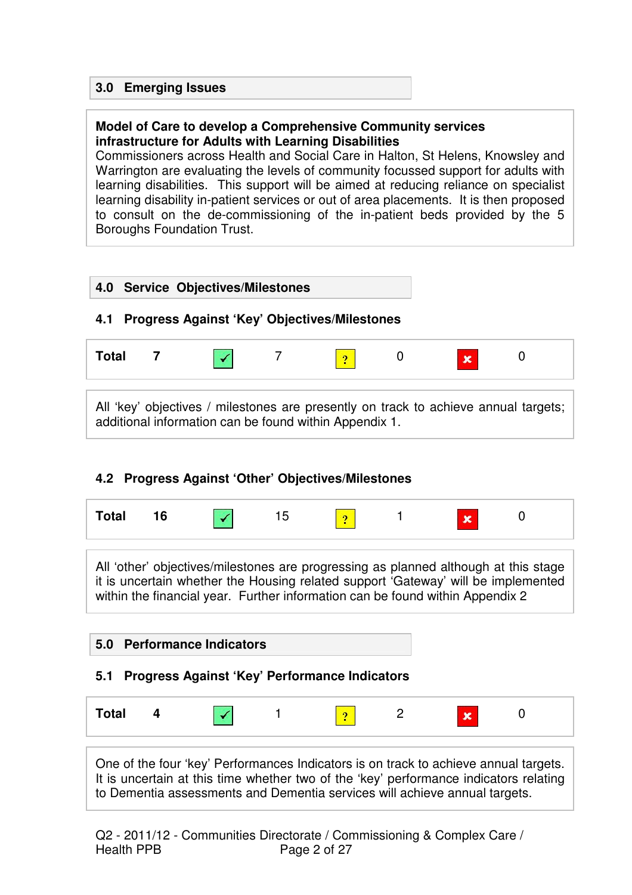## 3.0 Emerging Issues

**Model of Care to develop a Comprehensive Community services infrastructure for Adults with Learning Disabilities**
Commissioners across Health and Social Care in Halton, St Helens, Knowsley and Warrington are evaluating the levels of community focussed support for adults with learning disabilities. This support will be aimed at reducing reliance on specialist learning disability in-patient services or out of area placements. It is then proposed to consult on the de-commissioning of the in-patient beds provided by the 5 Boroughs Foundation Trust.

## 4.0 Service Objectives/Milestones

### 4.1 Progress Against 'Key' Objectives/Milestones

| Total | 7 | ✓ | 7 | ? | 0 | ✗ | 0 |
|---|---|---|---|---|---|---|---|

All 'key' objectives / milestones are presently on track to achieve annual targets; additional information can be found within Appendix 1.

### 4.2 Progress Against 'Other' Objectives/Milestones

| Total | 16 | ✓ | 15 | ? | 1 | ✗ | 0 |
|---|---|---|---|---|---|---|---|

All 'other' objectives/milestones are progressing as planned although at this stage it is uncertain whether the Housing related support 'Gateway' will be implemented within the financial year. Further information can be found within Appendix 2

## 5.0 Performance Indicators

### 5.1 Progress Against 'Key' Performance Indicators

| Total | 4 | ✓ | 1 | ? | 2 | ✗ | 0 |
|---|---|---|---|---|---|---|---|

One of the four 'key' Performances Indicators is on track to achieve annual targets. It is uncertain at this time whether two of the 'key' performance indicators relating to Dementia assessments and Dementia services will achieve annual targets.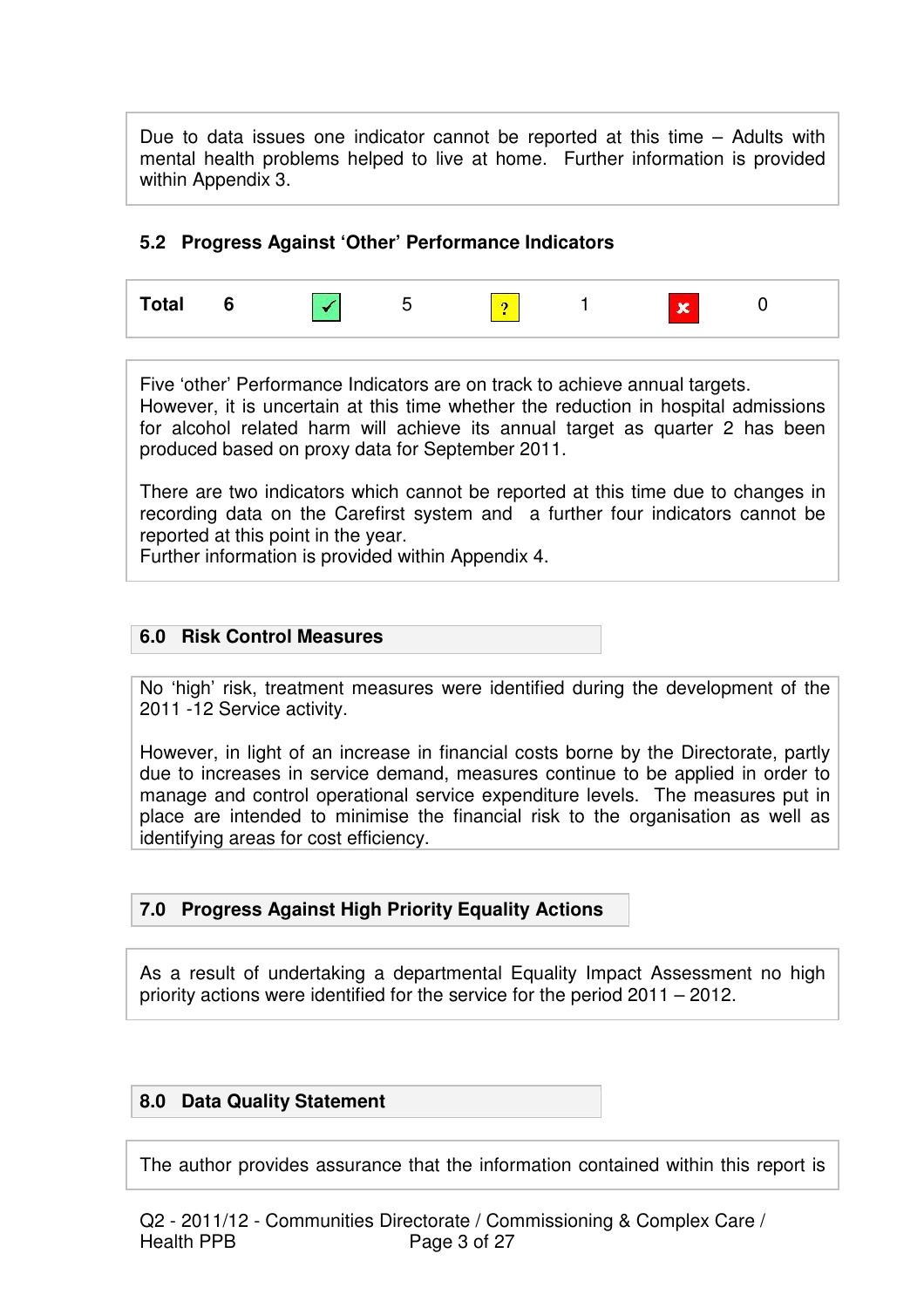Due to data issues one indicator cannot be reported at this time – Adults with mental health problems helped to live at home. Further information is provided within Appendix 3.

### 5.2 Progress Against 'Other' Performance Indicators

| Total | 6 | ✓ | 5 | ? | 1 | ✗ | 0 |
|---|---|---|---|---|---|---|---|

Five 'other' Performance Indicators are on track to achieve annual targets. However, it is uncertain at this time whether the reduction in hospital admissions for alcohol related harm will achieve its annual target as quarter 2 has been produced based on proxy data for September 2011.

There are two indicators which cannot be reported at this time due to changes in recording data on the Carefirst system and a further four indicators cannot be reported at this point in the year.
Further information is provided within Appendix 4.

## 6.0 Risk Control Measures

No 'high' risk, treatment measures were identified during the development of the 2011 -12 Service activity.

However, in light of an increase in financial costs borne by the Directorate, partly due to increases in service demand, measures continue to be applied in order to manage and control operational service expenditure levels. The measures put in place are intended to minimise the financial risk to the organisation as well as identifying areas for cost efficiency.

## 7.0 Progress Against High Priority Equality Actions

As a result of undertaking a departmental Equality Impact Assessment no high priority actions were identified for the service for the period 2011 – 2012.

## 8.0 Data Quality Statement

The author provides assurance that the information contained within this report is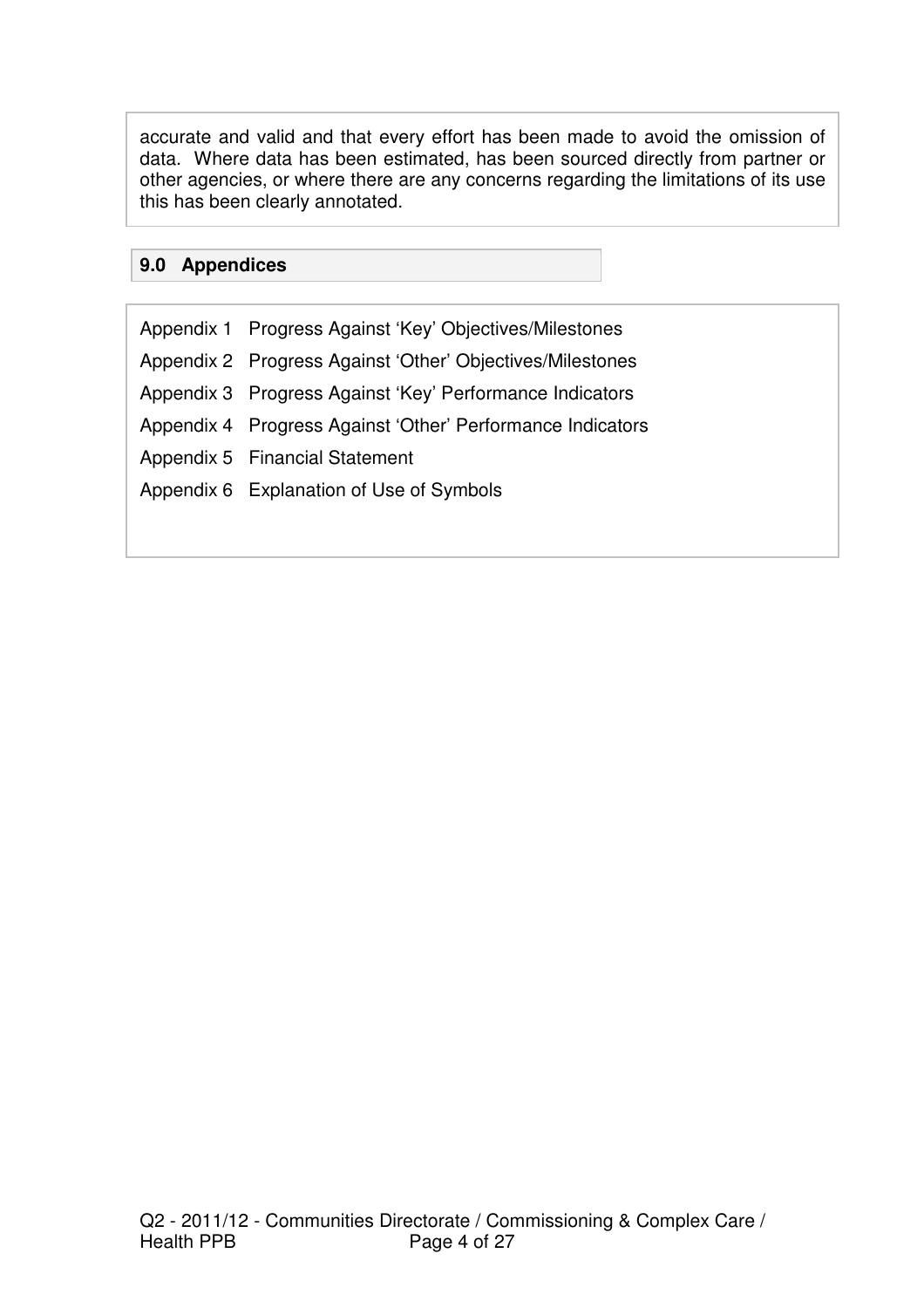accurate and valid and that every effort has been made to avoid the omission of data. Where data has been estimated, has been sourced directly from partner or other agencies, or where there are any concerns regarding the limitations of its use this has been clearly annotated.

## 9.0 Appendices

Appendix 1 Progress Against 'Key' Objectives/Milestones

Appendix 2 Progress Against 'Other' Objectives/Milestones

Appendix 3 Progress Against 'Key' Performance Indicators

Appendix 4 Progress Against 'Other' Performance Indicators

Appendix 5 Financial Statement

Appendix 6 Explanation of Use of Symbols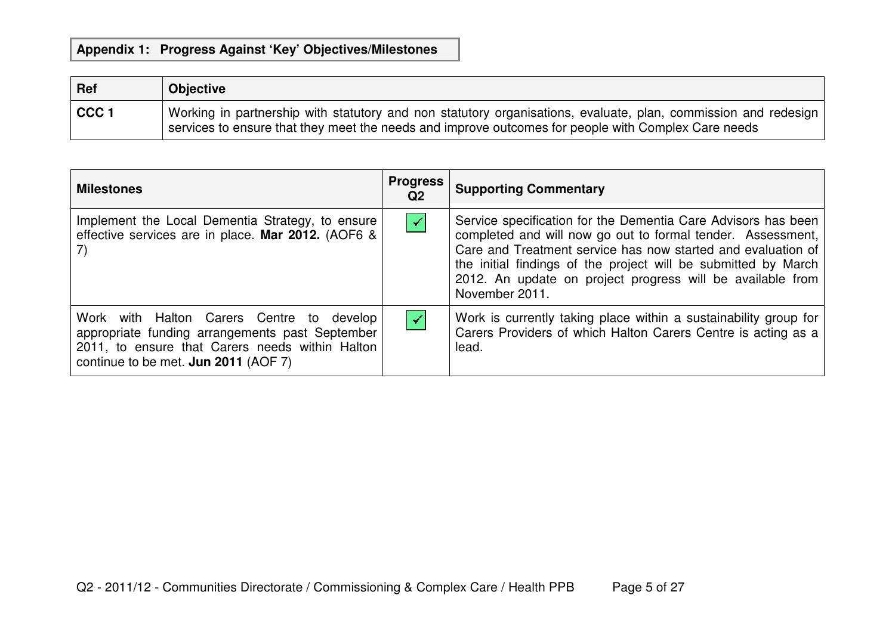**Appendix 1: Progress Against 'Key' Objectives/Milestones**

| Ref | Objective |
|---|---|
| **CCC 1** | Working in partnership with statutory and non statutory organisations, evaluate, plan, commission and redesign services to ensure that they meet the needs and improve outcomes for people with Complex Care needs |

| Milestones | Progress Q2 | Supporting Commentary |
|---|---|---|
| Implement the Local Dementia Strategy, to ensure effective services are in place. **Mar 2012.** (AOF6 & 7) | ✓ | Service specification for the Dementia Care Advisors has been completed and will now go out to formal tender. Assessment, Care and Treatment service has now started and evaluation of the initial findings of the project will be submitted by March 2012. An update on project progress will be available from November 2011. |
| Work with Halton Carers Centre to develop appropriate funding arrangements past September 2011, to ensure that Carers needs within Halton continue to be met. **Jun 2011** (AOF 7) | ✓ | Work is currently taking place within a sustainability group for Carers Providers of which Halton Carers Centre is acting as a lead. |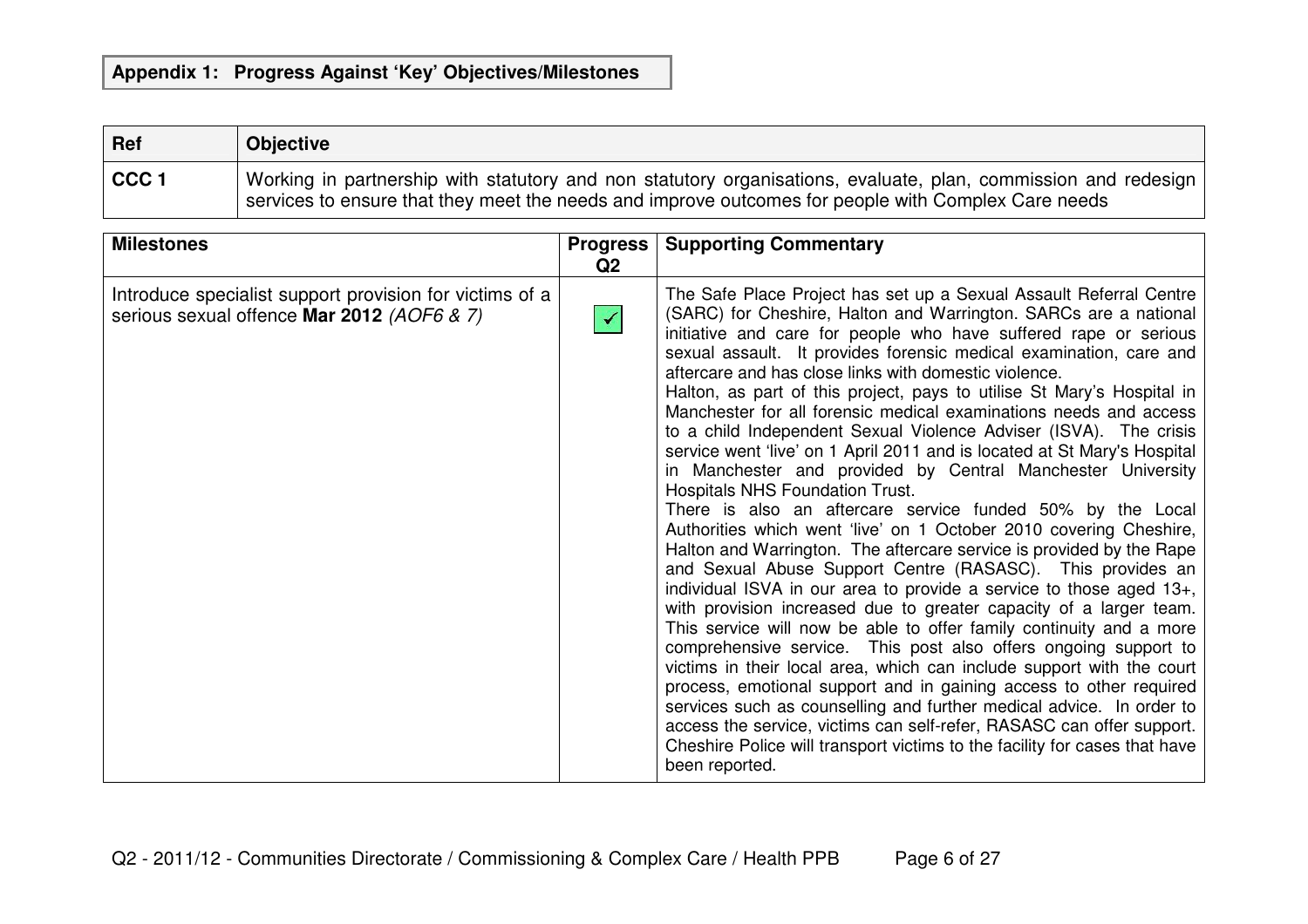## Appendix 1: Progress Against 'Key' Objectives/Milestones

| Ref | Objective |
|---|---|
| **CCC 1** | Working in partnership with statutory and non statutory organisations, evaluate, plan, commission and redesign services to ensure that they meet the needs and improve outcomes for people with Complex Care needs |

| Milestones | Progress Q2 | Supporting Commentary |
|---|---|---|
| Introduce specialist support provision for victims of a serious sexual offence **Mar 2012** *(AOF6 & 7)* | ✓ | The Safe Place Project has set up a Sexual Assault Referral Centre (SARC) for Cheshire, Halton and Warrington. SARCs are a national initiative and care for people who have suffered rape or serious sexual assault. It provides forensic medical examination, care and aftercare and has close links with domestic violence.<br>Halton, as part of this project, pays to utilise St Mary's Hospital in Manchester for all forensic medical examinations needs and access to a child Independent Sexual Violence Adviser (ISVA). The crisis service went 'live' on 1 April 2011 and is located at St Mary's Hospital in Manchester and provided by Central Manchester University Hospitals NHS Foundation Trust.<br>There is also an aftercare service funded 50% by the Local Authorities which went 'live' on 1 October 2010 covering Cheshire, Halton and Warrington. The aftercare service is provided by the Rape and Sexual Abuse Support Centre (RASASC). This provides an individual ISVA in our area to provide a service to those aged 13+, with provision increased due to greater capacity of a larger team. This service will now be able to offer family continuity and a more comprehensive service. This post also offers ongoing support to victims in their local area, which can include support with the court process, emotional support and in gaining access to other required services such as counselling and further medical advice. In order to access the service, victims can self-refer, RASASC can offer support. Cheshire Police will transport victims to the facility for cases that have been reported. |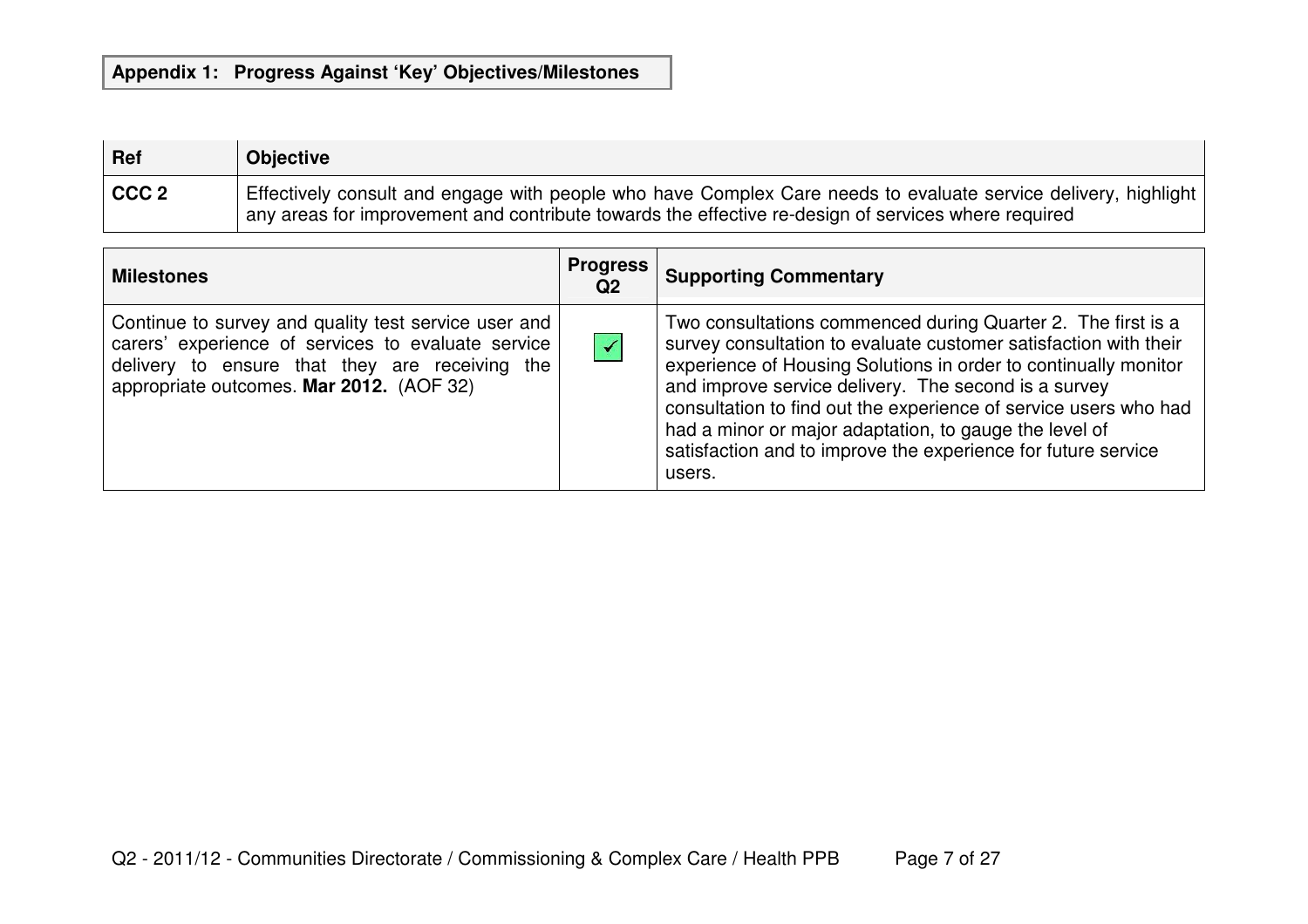**Appendix 1: Progress Against 'Key' Objectives/Milestones**

| Ref | Objective |
|---|---|
| CCC 2 | Effectively consult and engage with people who have Complex Care needs to evaluate service delivery, highlight any areas for improvement and contribute towards the effective re-design of services where required |

| Milestones | Progress Q2 | Supporting Commentary |
|---|---|---|
| Continue to survey and quality test service user and carers' experience of services to evaluate service delivery to ensure that they are receiving the appropriate outcomes. **Mar 2012.** (AOF 32) | ✓ | Two consultations commenced during Quarter 2. The first is a survey consultation to evaluate customer satisfaction with their experience of Housing Solutions in order to continually monitor and improve service delivery. The second is a survey consultation to find out the experience of service users who had had a minor or major adaptation, to gauge the level of satisfaction and to improve the experience for future service users. |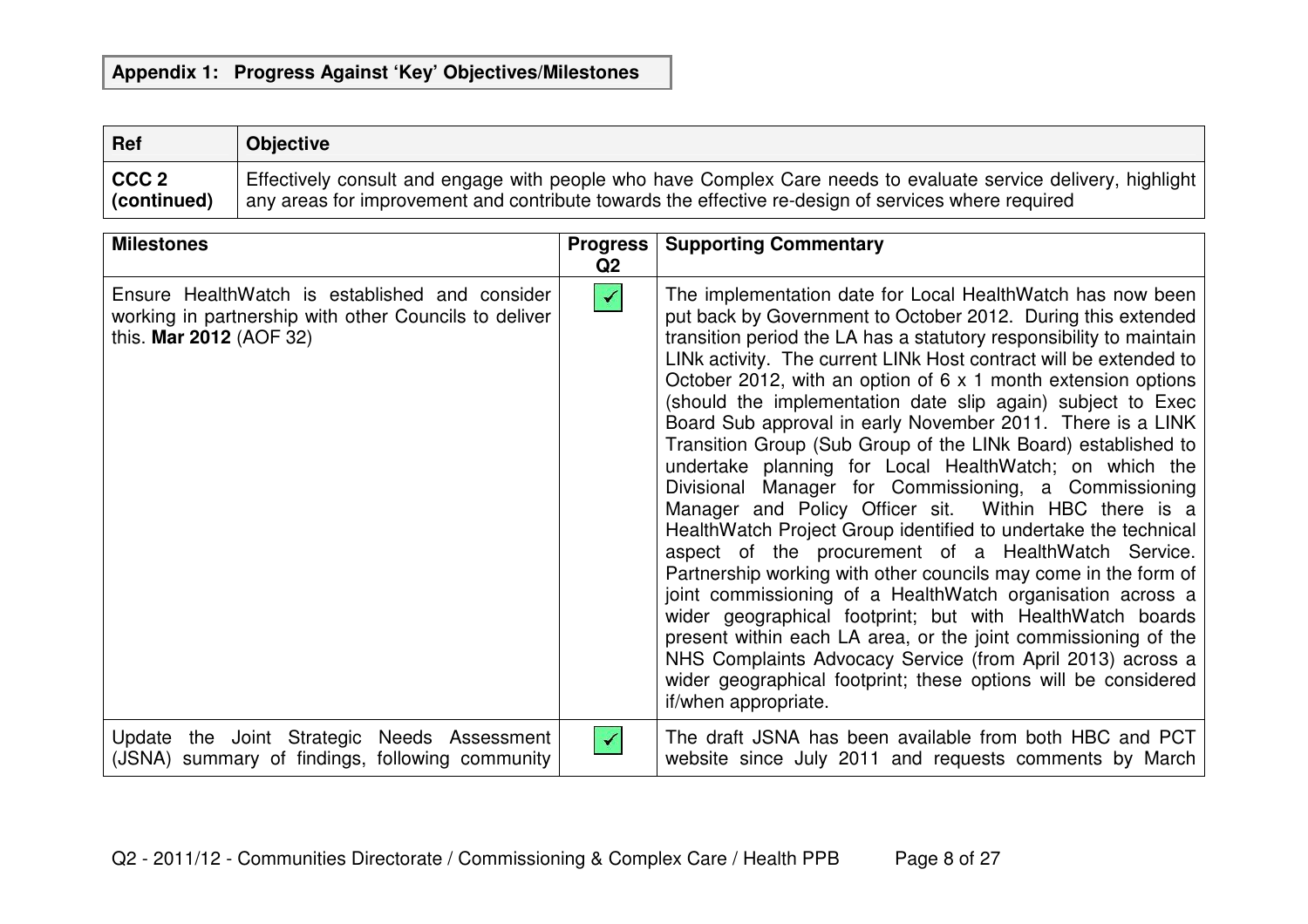**Appendix 1: Progress Against 'Key' Objectives/Milestones**

| Ref | Objective |
|---|---|
| **CCC 2 (continued)** | Effectively consult and engage with people who have Complex Care needs to evaluate service delivery, highlight any areas for improvement and contribute towards the effective re-design of services where required |

| Milestones | Progress Q2 | Supporting Commentary |
|---|---|---|
| Ensure HealthWatch is established and consider working in partnership with other Councils to deliver this. **Mar 2012** (AOF 32) | ✓ | The implementation date for Local HealthWatch has now been put back by Government to October 2012. During this extended transition period the LA has a statutory responsibility to maintain LINk activity. The current LINk Host contract will be extended to October 2012, with an option of 6 x 1 month extension options (should the implementation date slip again) subject to Exec Board Sub approval in early November 2011. There is a LINK Transition Group (Sub Group of the LINk Board) established to undertake planning for Local HealthWatch; on which the Divisional Manager for Commissioning, a Commissioning Manager and Policy Officer sit. Within HBC there is a HealthWatch Project Group identified to undertake the technical aspect of the procurement of a HealthWatch Service. Partnership working with other councils may come in the form of joint commissioning of a HealthWatch organisation across a wider geographical footprint; but with HealthWatch boards present within each LA area, or the joint commissioning of the NHS Complaints Advocacy Service (from April 2013) across a wider geographical footprint; these options will be considered if/when appropriate. |
| Update the Joint Strategic Needs Assessment (JSNA) summary of findings, following community | ✓ | The draft JSNA has been available from both HBC and PCT website since July 2011 and requests comments by March |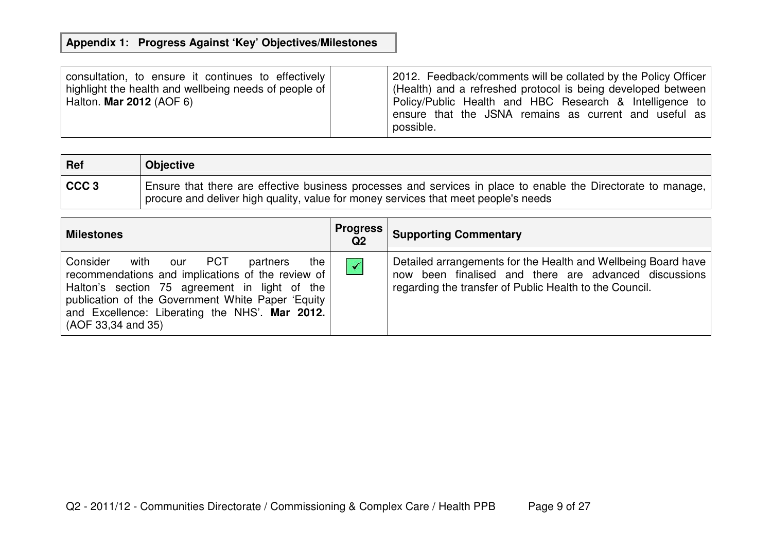## Appendix 1: Progress Against 'Key' Objectives/Milestones

| | | |
|---|---|---|
| consultation, to ensure it continues to effectively highlight the health and wellbeing needs of people of Halton. **Mar 2012** (AOF 6) | | 2012. Feedback/comments will be collated by the Policy Officer (Health) and a refreshed protocol is being developed between Policy/Public Health and HBC Research & Intelligence to ensure that the JSNA remains as current and useful as possible. |

| **Ref** | **Objective** |
|---|---|
| **CCC 3** | Ensure that there are effective business processes and services in place to enable the Directorate to manage, procure and deliver high quality, value for money services that meet people's needs |

| **Milestones** | **Progress Q2** | **Supporting Commentary** |
|---|---|---|
| Consider with our PCT partners the recommendations and implications of the review of Halton's section 75 agreement in light of the publication of the Government White Paper 'Equity and Excellence: Liberating the NHS'. **Mar 2012.** (AOF 33,34 and 35) | ✓ | Detailed arrangements for the Health and Wellbeing Board have now been finalised and there are advanced discussions regarding the transfer of Public Health to the Council. |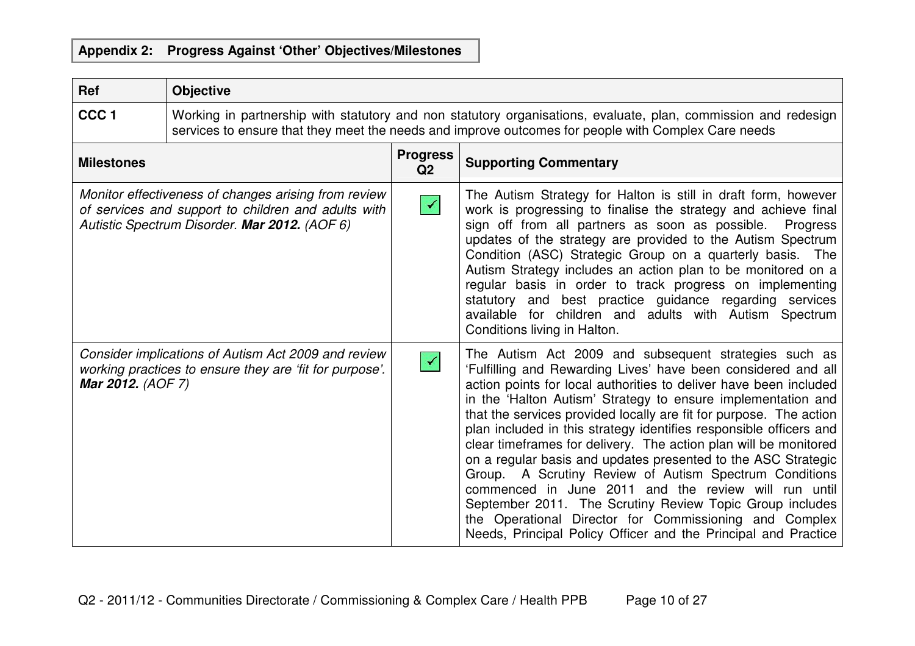## Appendix 2: Progress Against 'Other' Objectives/Milestones

| Ref | Objective |
|---|---|
| **CCC 1** | Working in partnership with statutory and non statutory organisations, evaluate, plan, commission and redesign services to ensure that they meet the needs and improve outcomes for people with Complex Care needs |

| Milestones | Progress Q2 | Supporting Commentary |
|---|---|---|
| *Monitor effectiveness of changes arising from review of services and support to children and adults with Autistic Spectrum Disorder.* ***Mar 2012.*** *(AOF 6)* | ✓ | The Autism Strategy for Halton is still in draft form, however work is progressing to finalise the strategy and achieve final sign off from all partners as soon as possible. Progress updates of the strategy are provided to the Autism Spectrum Condition (ASC) Strategic Group on a quarterly basis. The Autism Strategy includes an action plan to be monitored on a regular basis in order to track progress on implementing statutory and best practice guidance regarding services available for children and adults with Autism Spectrum Conditions living in Halton. |
| *Consider implications of Autism Act 2009 and review working practices to ensure they are 'fit for purpose'.* ***Mar 2012.*** *(AOF 7)* | ✓ | The Autism Act 2009 and subsequent strategies such as 'Fulfilling and Rewarding Lives' have been considered and all action points for local authorities to deliver have been included in the 'Halton Autism' Strategy to ensure implementation and that the services provided locally are fit for purpose. The action plan included in this strategy identifies responsible officers and clear timeframes for delivery. The action plan will be monitored on a regular basis and updates presented to the ASC Strategic Group. A Scrutiny Review of Autism Spectrum Conditions commenced in June 2011 and the review will run until September 2011. The Scrutiny Review Topic Group includes the Operational Director for Commissioning and Complex Needs, Principal Policy Officer and the Principal and Practice |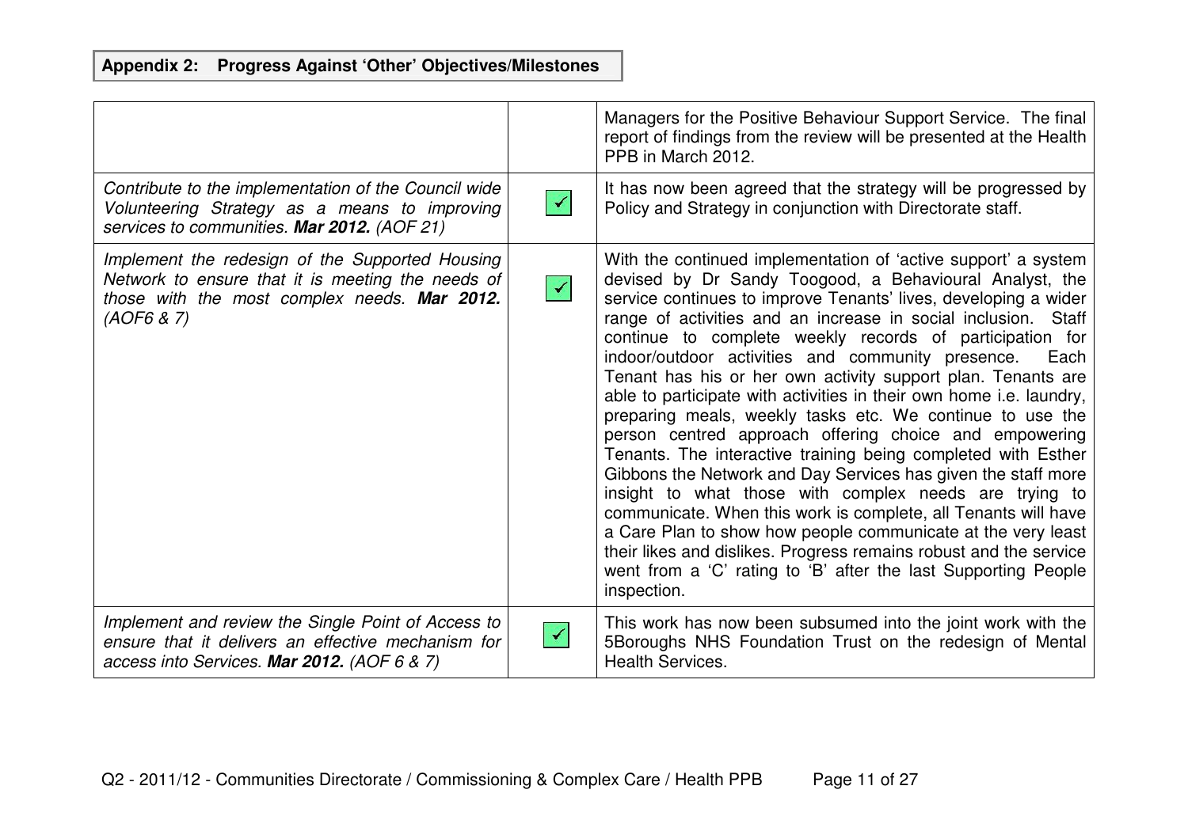**Appendix 2: Progress Against 'Other' Objectives/Milestones**

| | | |
|---|---|---|
| | | Managers for the Positive Behaviour Support Service. The final report of findings from the review will be presented at the Health PPB in March 2012. |
| *Contribute to the implementation of the Council wide Volunteering Strategy as a means to improving services to communities.* ***Mar 2012.*** *(AOF 21)* | ✓ | It has now been agreed that the strategy will be progressed by Policy and Strategy in conjunction with Directorate staff. |
| *Implement the redesign of the Supported Housing Network to ensure that it is meeting the needs of those with the most complex needs.* ***Mar 2012.*** *(AOF6 & 7)* | ✓ | With the continued implementation of 'active support' a system devised by Dr Sandy Toogood, a Behavioural Analyst, the service continues to improve Tenants' lives, developing a wider range of activities and an increase in social inclusion. Staff continue to complete weekly records of participation for indoor/outdoor activities and community presence. Each Tenant has his or her own activity support plan. Tenants are able to participate with activities in their own home i.e. laundry, preparing meals, weekly tasks etc. We continue to use the person centred approach offering choice and empowering Tenants. The interactive training being completed with Esther Gibbons the Network and Day Services has given the staff more insight to what those with complex needs are trying to communicate. When this work is complete, all Tenants will have a Care Plan to show how people communicate at the very least their likes and dislikes. Progress remains robust and the service went from a 'C' rating to 'B' after the last Supporting People inspection. |
| *Implement and review the Single Point of Access to ensure that it delivers an effective mechanism for access into Services.* ***Mar 2012.*** *(AOF 6 & 7)* | ✓ | This work has now been subsumed into the joint work with the 5Boroughs NHS Foundation Trust on the redesign of Mental Health Services. |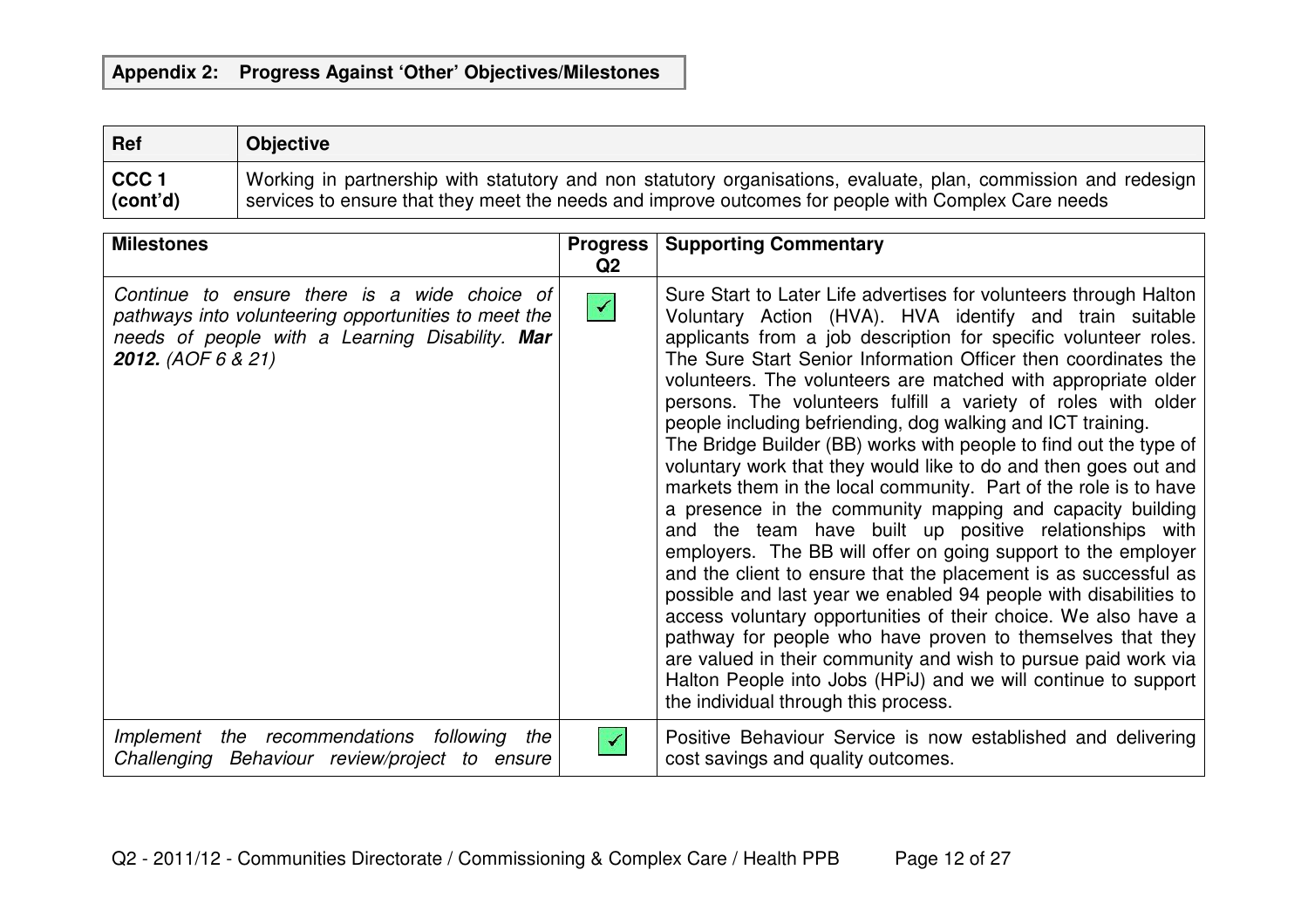**Appendix 2: Progress Against 'Other' Objectives/Milestones**

| Ref | Objective |
|---|---|
| CCC 1 (cont'd) | Working in partnership with statutory and non statutory organisations, evaluate, plan, commission and redesign services to ensure that they meet the needs and improve outcomes for people with Complex Care needs |

| Milestones | Progress Q2 | Supporting Commentary |
|---|---|---|
| *Continue to ensure there is a wide choice of pathways into volunteering opportunities to meet the needs of people with a Learning Disability.* ***Mar 2012.*** *(AOF 6 & 21)* | ✓ | Sure Start to Later Life advertises for volunteers through Halton Voluntary Action (HVA). HVA identify and train suitable applicants from a job description for specific volunteer roles. The Sure Start Senior Information Officer then coordinates the volunteers. The volunteers are matched with appropriate older persons. The volunteers fulfill a variety of roles with older people including befriending, dog walking and ICT training. The Bridge Builder (BB) works with people to find out the type of voluntary work that they would like to do and then goes out and markets them in the local community. Part of the role is to have a presence in the community mapping and capacity building and the team have built up positive relationships with employers. The BB will offer on going support to the employer and the client to ensure that the placement is as successful as possible and last year we enabled 94 people with disabilities to access voluntary opportunities of their choice. We also have a pathway for people who have proven to themselves that they are valued in their community and wish to pursue paid work via Halton People into Jobs (HPiJ) and we will continue to support the individual through this process. |
| *Implement the recommendations following the Challenging Behaviour review/project to ensure* | ✓ | Positive Behaviour Service is now established and delivering cost savings and quality outcomes. |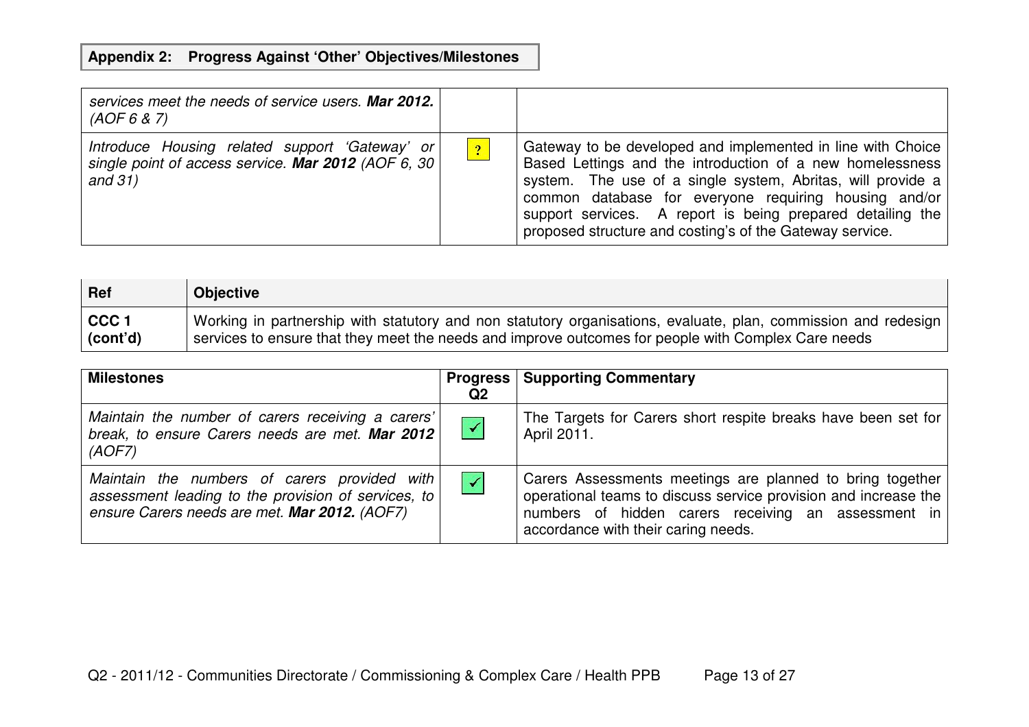**Appendix 2: Progress Against 'Other' Objectives/Milestones**

| | | |
|---|---|---|
| *services meet the needs of service users.* ***Mar 2012.*** *(AOF 6 & 7)* | | |
| *Introduce Housing related support 'Gateway' or single point of access service.* ***Mar 2012*** *(AOF 6, 30 and 31)* | ? | Gateway to be developed and implemented in line with Choice Based Lettings and the introduction of a new homelessness system. The use of a single system, Abritas, will provide a common database for everyone requiring housing and/or support services. A report is being prepared detailing the proposed structure and costing's of the Gateway service. |

| Ref | Objective |
|---|---|
| **CCC 1 (cont'd)** | Working in partnership with statutory and non statutory organisations, evaluate, plan, commission and redesign services to ensure that they meet the needs and improve outcomes for people with Complex Care needs |

| Milestones | Progress Q2 | Supporting Commentary |
|---|---|---|
| *Maintain the number of carers receiving a carers' break, to ensure Carers needs are met.* ***Mar 2012*** *(AOF7)* | ✓ | The Targets for Carers short respite breaks have been set for April 2011. |
| *Maintain the numbers of carers provided with assessment leading to the provision of services, to ensure Carers needs are met.* ***Mar 2012.*** *(AOF7)* | ✓ | Carers Assessments meetings are planned to bring together operational teams to discuss service provision and increase the numbers of hidden carers receiving an assessment in accordance with their caring needs. |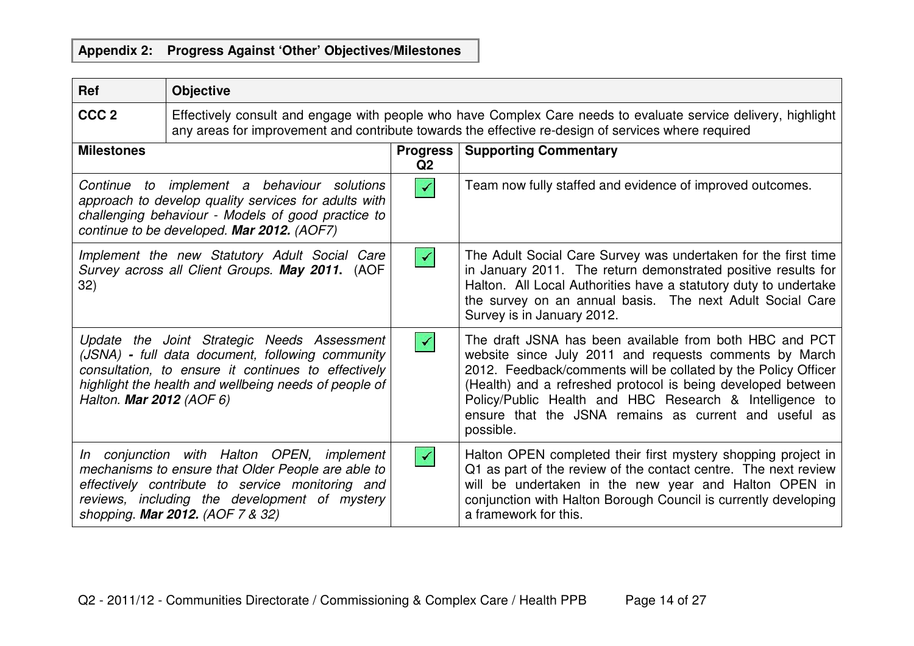**Appendix 2: Progress Against 'Other' Objectives/Milestones**

| Ref | Objective | | |
|---|---|---|---|
| CCC 2 | Effectively consult and engage with people who have Complex Care needs to evaluate service delivery, highlight any areas for improvement and contribute towards the effective re-design of services where required | | |
| **Milestones** | | **Progress Q2** | **Supporting Commentary** |
| *Continue to implement a behaviour solutions approach to develop quality services for adults with challenging behaviour - Models of good practice to continue to be developed.* ***Mar 2012.*** *(AOF7)* | | ✓ | Team now fully staffed and evidence of improved outcomes. |
| *Implement the new Statutory Adult Social Care Survey across all Client Groups.* ***May 2011.*** *(AOF 32)* | | ✓ | The Adult Social Care Survey was undertaken for the first time in January 2011. The return demonstrated positive results for Halton. All Local Authorities have a statutory duty to undertake the survey on an annual basis. The next Adult Social Care Survey is in January 2012. |
| *Update the Joint Strategic Needs Assessment (JSNA)* **-** *full data document, following community consultation, to ensure it continues to effectively highlight the health and wellbeing needs of people of Halton.* ***Mar 2012*** *(AOF 6)* | | ✓ | The draft JSNA has been available from both HBC and PCT website since July 2011 and requests comments by March 2012. Feedback/comments will be collated by the Policy Officer (Health) and a refreshed protocol is being developed between Policy/Public Health and HBC Research & Intelligence to ensure that the JSNA remains as current and useful as possible. |
| *In conjunction with Halton OPEN, implement mechanisms to ensure that Older People are able to effectively contribute to service monitoring and reviews, including the development of mystery shopping.* ***Mar 2012.*** *(AOF 7 & 32)* | | ✓ | Halton OPEN completed their first mystery shopping project in Q1 as part of the review of the contact centre. The next review will be undertaken in the new year and Halton OPEN in conjunction with Halton Borough Council is currently developing a framework for this. |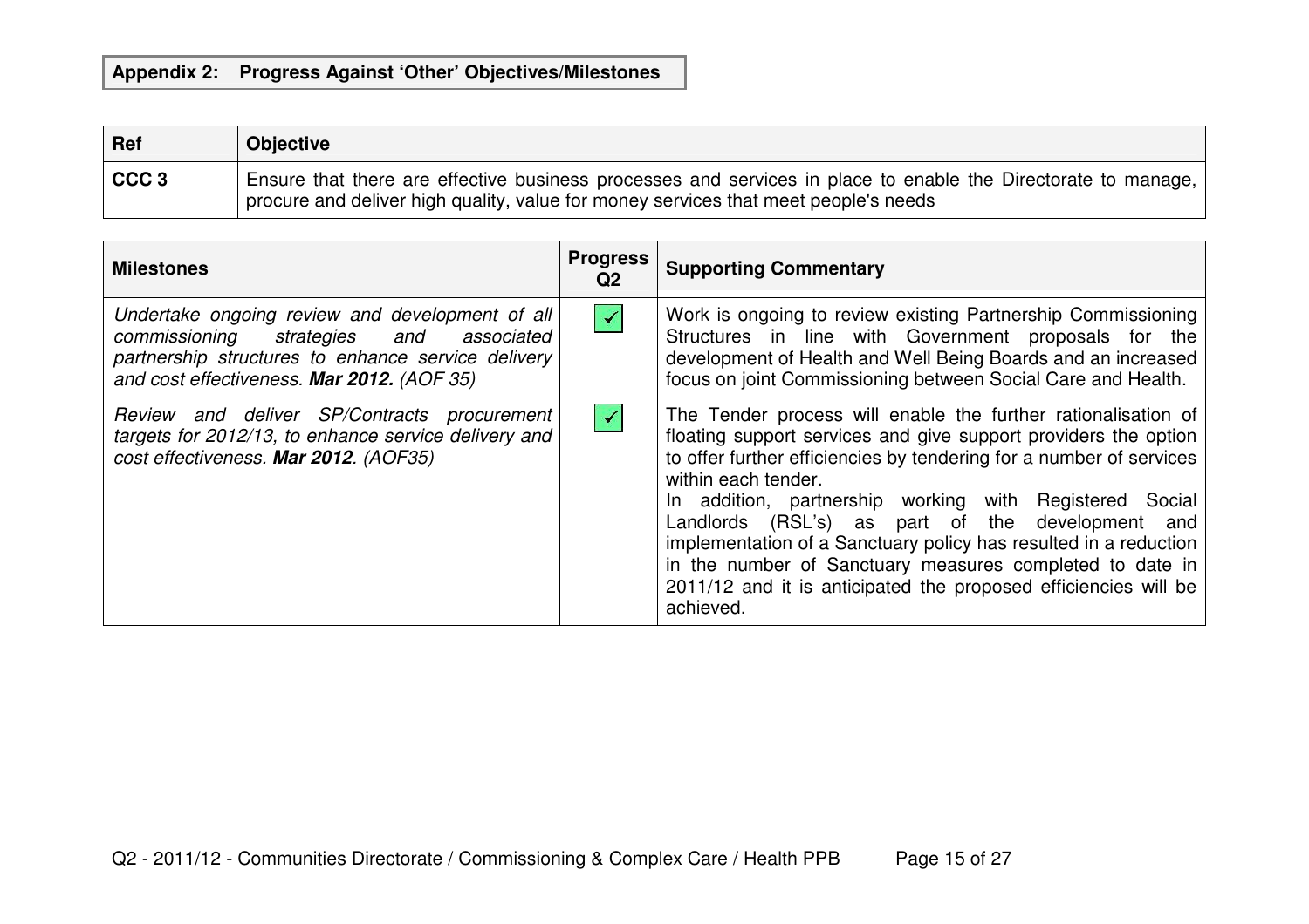**Appendix 2: Progress Against 'Other' Objectives/Milestones**

| Ref | Objective |
|---|---|
| CCC 3 | Ensure that there are effective business processes and services in place to enable the Directorate to manage, procure and deliver high quality, value for money services that meet people's needs |

| Milestones | Progress Q2 | Supporting Commentary |
|---|---|---|
| *Undertake ongoing review and development of all commissioning strategies and associated partnership structures to enhance service delivery and cost effectiveness.* ***Mar 2012.*** *(AOF 35)* | ✓ | Work is ongoing to review existing Partnership Commissioning Structures in line with Government proposals for the development of Health and Well Being Boards and an increased focus on joint Commissioning between Social Care and Health. |
| *Review and deliver SP/Contracts procurement targets for 2012/13, to enhance service delivery and cost effectiveness.* ***Mar 2012****. (AOF35)* | ✓ | The Tender process will enable the further rationalisation of floating support services and give support providers the option to offer further efficiencies by tendering for a number of services within each tender.<br>In addition, partnership working with Registered Social Landlords (RSL's) as part of the development and implementation of a Sanctuary policy has resulted in a reduction in the number of Sanctuary measures completed to date in 2011/12 and it is anticipated the proposed efficiencies will be achieved. |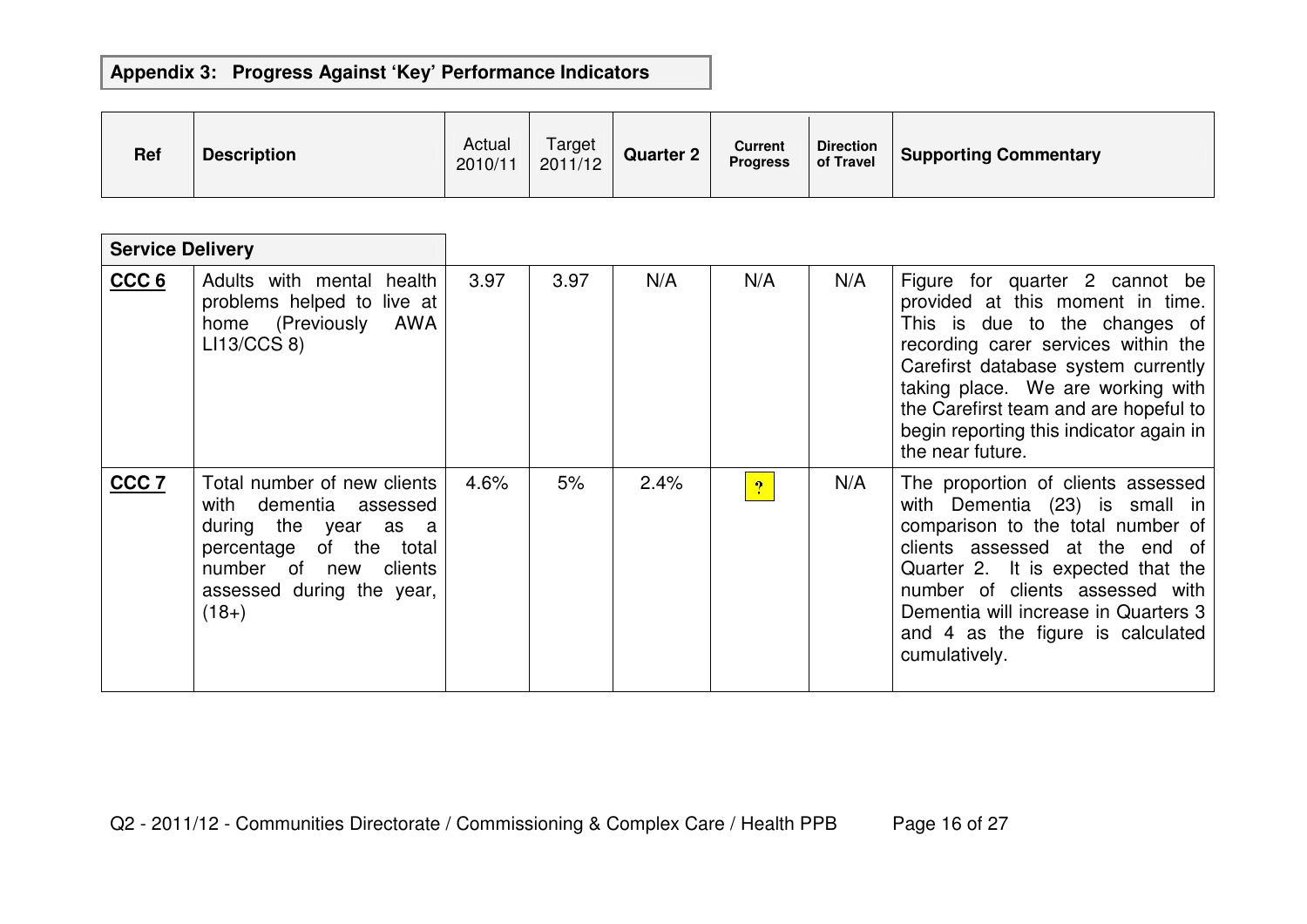**Appendix 3: Progress Against 'Key' Performance Indicators**

| Ref | Description | Actual 2010/11 | Target 2011/12 | Quarter 2 | Current Progress | Direction of Travel | Supporting Commentary |
|---|---|---|---|---|---|---|---|
| **Service Delivery** | | | | | | | |
| **CCC 6** | Adults with mental health problems helped to live at home (Previously AWA LI13/CCS 8) | 3.97 | 3.97 | N/A | N/A | N/A | Figure for quarter 2 cannot be provided at this moment in time. This is due to the changes of recording carer services within the Carefirst database system currently taking place. We are working with the Carefirst team and are hopeful to begin reporting this indicator again in the near future. |
| **CCC 7** | Total number of new clients with dementia assessed during the year as a percentage of the total number of new clients assessed during the year, (18+) | 4.6% | 5% | 2.4% | ? | N/A | The proportion of clients assessed with Dementia (23) is small in comparison to the total number of clients assessed at the end of Quarter 2. It is expected that the number of clients assessed with Dementia will increase in Quarters 3 and 4 as the figure is calculated cumulatively. |

Q2 - 2011/12 - Communities Directorate / Commissioning & Complex Care / Health PPB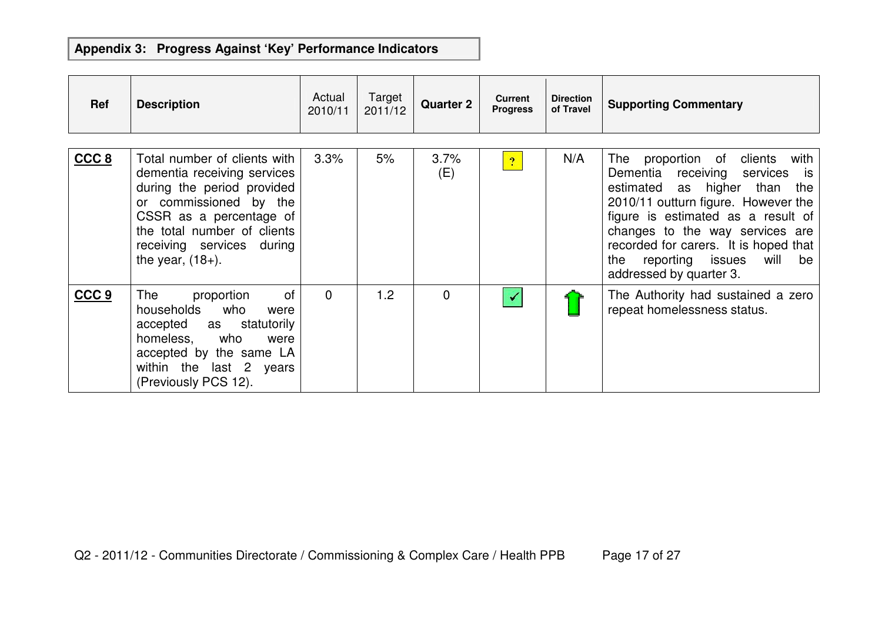**Appendix 3: Progress Against 'Key' Performance Indicators**

| Ref | Description | Actual 2010/11 | Target 2011/12 | Quarter 2 | Current Progress | Direction of Travel | Supporting Commentary |
|---|---|---|---|---|---|---|---|
| **CCC 8** | Total number of clients with dementia receiving services during the period provided or commissioned by the CSSR as a percentage of the total number of clients receiving services during the year, (18+). | 3.3% | 5% | 3.7% (E) | ? | N/A | The proportion of clients with Dementia receiving services is estimated as higher than the 2010/11 outturn figure. However the figure is estimated as a result of changes to the way services are recorded for carers. It is hoped that the reporting issues will be addressed by quarter 3. |
| **CCC 9** | The proportion of households who were accepted as statutorily homeless, who were accepted by the same LA within the last 2 years (Previously PCS 12). | 0 | 1.2 | 0 | ✓ | ⇑ | The Authority had sustained a zero repeat homelessness status. |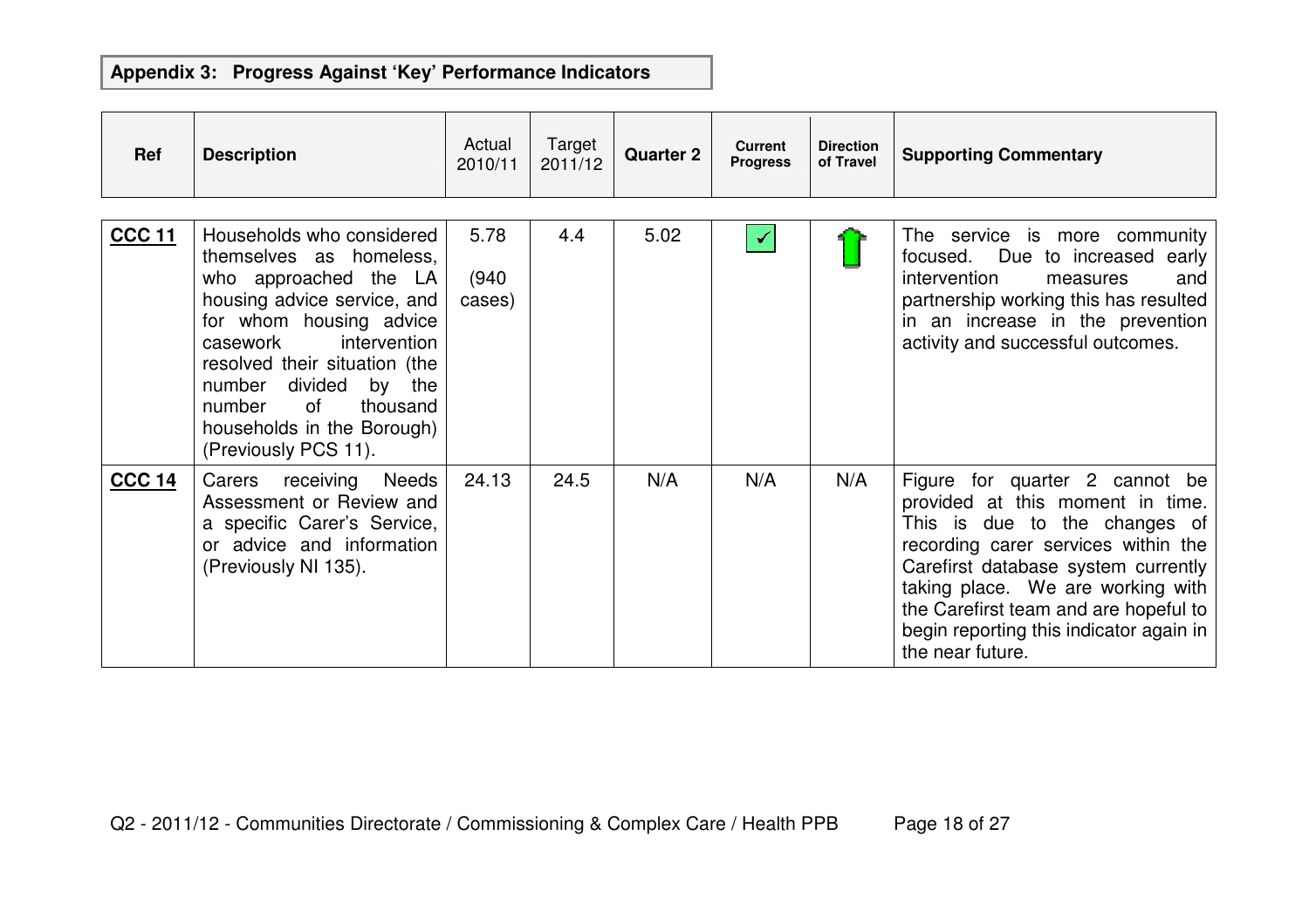**Appendix 3: Progress Against 'Key' Performance Indicators**

| Ref | Description | Actual 2010/11 | Target 2011/12 | Quarter 2 | Current Progress | Direction of Travel | Supporting Commentary |
|---|---|---|---|---|---|---|---|
| **CCC 11** | Households who considered themselves as homeless, who approached the LA housing advice service, and for whom housing advice casework intervention resolved their situation (the number divided by the number of thousand households in the Borough) (Previously PCS 11). | 5.78 (940 cases) | 4.4 | 5.02 | ✓ | ↑ | The service is more community focused. Due to increased early intervention measures and partnership working this has resulted in an increase in the prevention activity and successful outcomes. |
| **CCC 14** | Carers receiving Needs Assessment or Review and a specific Carer's Service, or advice and information (Previously NI 135). | 24.13 | 24.5 | N/A | N/A | N/A | Figure for quarter 2 cannot be provided at this moment in time. This is due to the changes of recording carer services within the Carefirst database system currently taking place. We are working with the Carefirst team and are hopeful to begin reporting this indicator again in the near future. |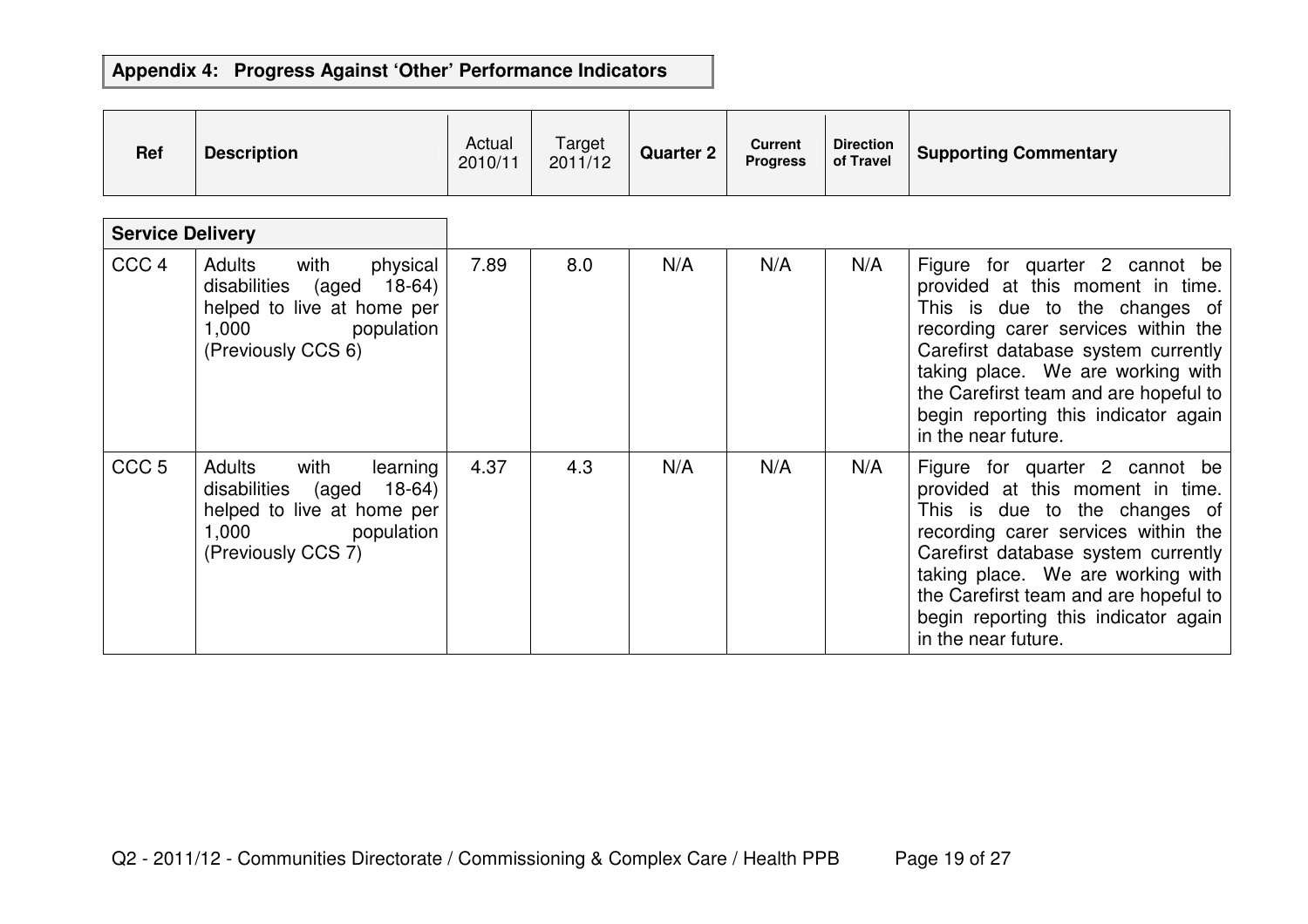## Appendix 4: Progress Against 'Other' Performance Indicators

| Ref | Description | Actual 2010/11 | Target 2011/12 | Quarter 2 | Current Progress | Direction of Travel | Supporting Commentary |
|---|---|---|---|---|---|---|---|
| **Service Delivery** | | | | | | | |
| CCC 4 | Adults with physical disabilities (aged 18-64) helped to live at home per 1,000 population (Previously CCS 6) | 7.89 | 8.0 | N/A | N/A | N/A | Figure for quarter 2 cannot be provided at this moment in time. This is due to the changes of recording carer services within the Carefirst database system currently taking place. We are working with the Carefirst team and are hopeful to begin reporting this indicator again in the near future. |
| CCC 5 | Adults with learning disabilities (aged 18-64) helped to live at home per 1,000 population (Previously CCS 7) | 4.37 | 4.3 | N/A | N/A | N/A | Figure for quarter 2 cannot be provided at this moment in time. This is due to the changes of recording carer services within the Carefirst database system currently taking place. We are working with the Carefirst team and are hopeful to begin reporting this indicator again in the near future. |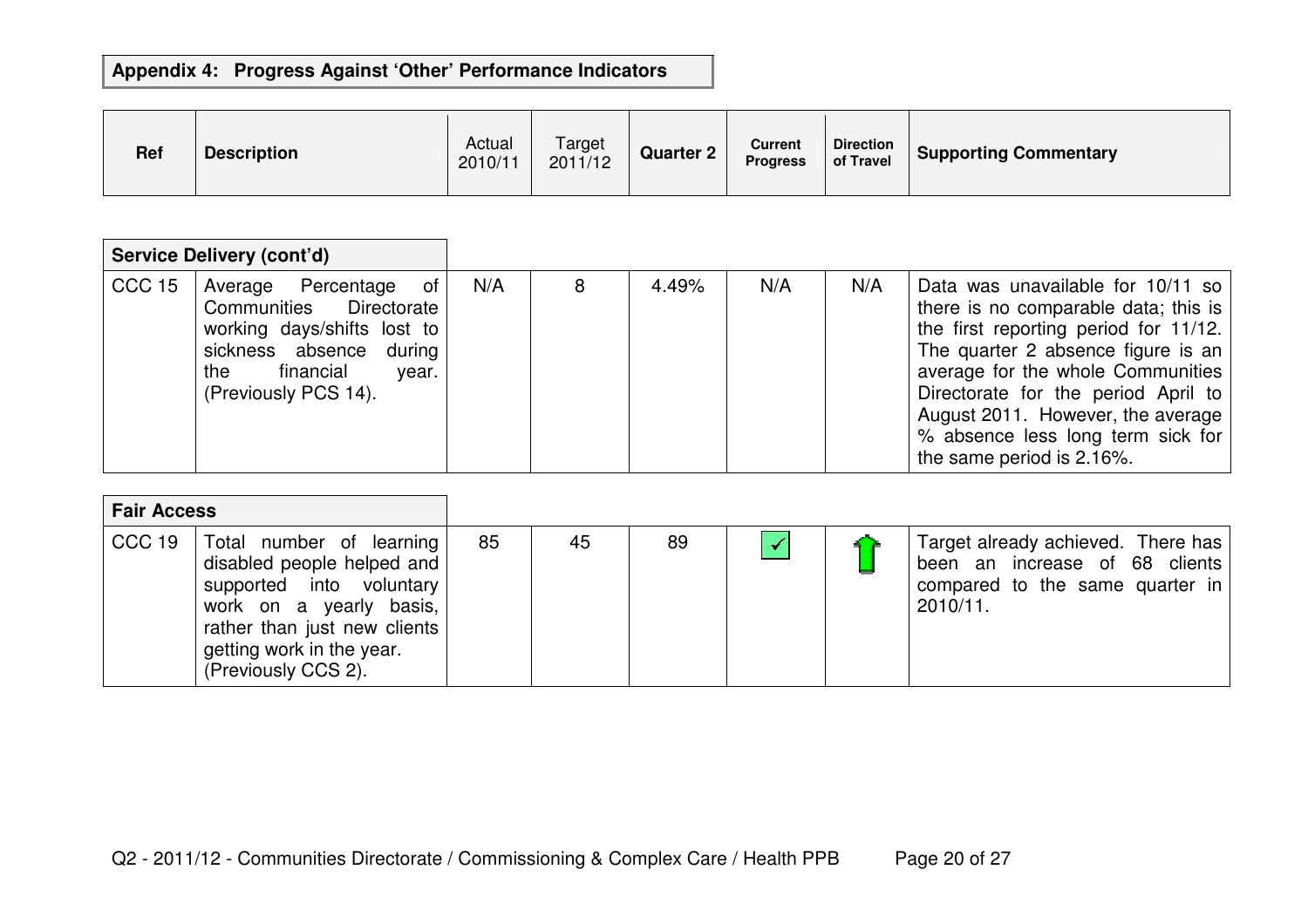## Appendix 4: Progress Against 'Other' Performance Indicators

| Ref | Description | Actual 2010/11 | Target 2011/12 | Quarter 2 | Current Progress | Direction of Travel | Supporting Commentary |
|---|---|---|---|---|---|---|---|
| **Service Delivery (cont'd)** | | | | | | | |
| CCC 15 | Average Percentage of Communities Directorate working days/shifts lost to sickness absence during the financial year. (Previously PCS 14). | N/A | 8 | 4.49% | N/A | N/A | Data was unavailable for 10/11 so there is no comparable data; this is the first reporting period for 11/12. The quarter 2 absence figure is an average for the whole Communities Directorate for the period April to August 2011. However, the average % absence less long term sick for the same period is 2.16%. |
| **Fair Access** | | | | | | | |
| CCC 19 | Total number of learning disabled people helped and supported into voluntary work on a yearly basis, rather than just new clients getting work in the year. (Previously CCS 2). | 85 | 45 | 89 | ✓ | ↑ | Target already achieved. There has been an increase of 68 clients compared to the same quarter in 2010/11. |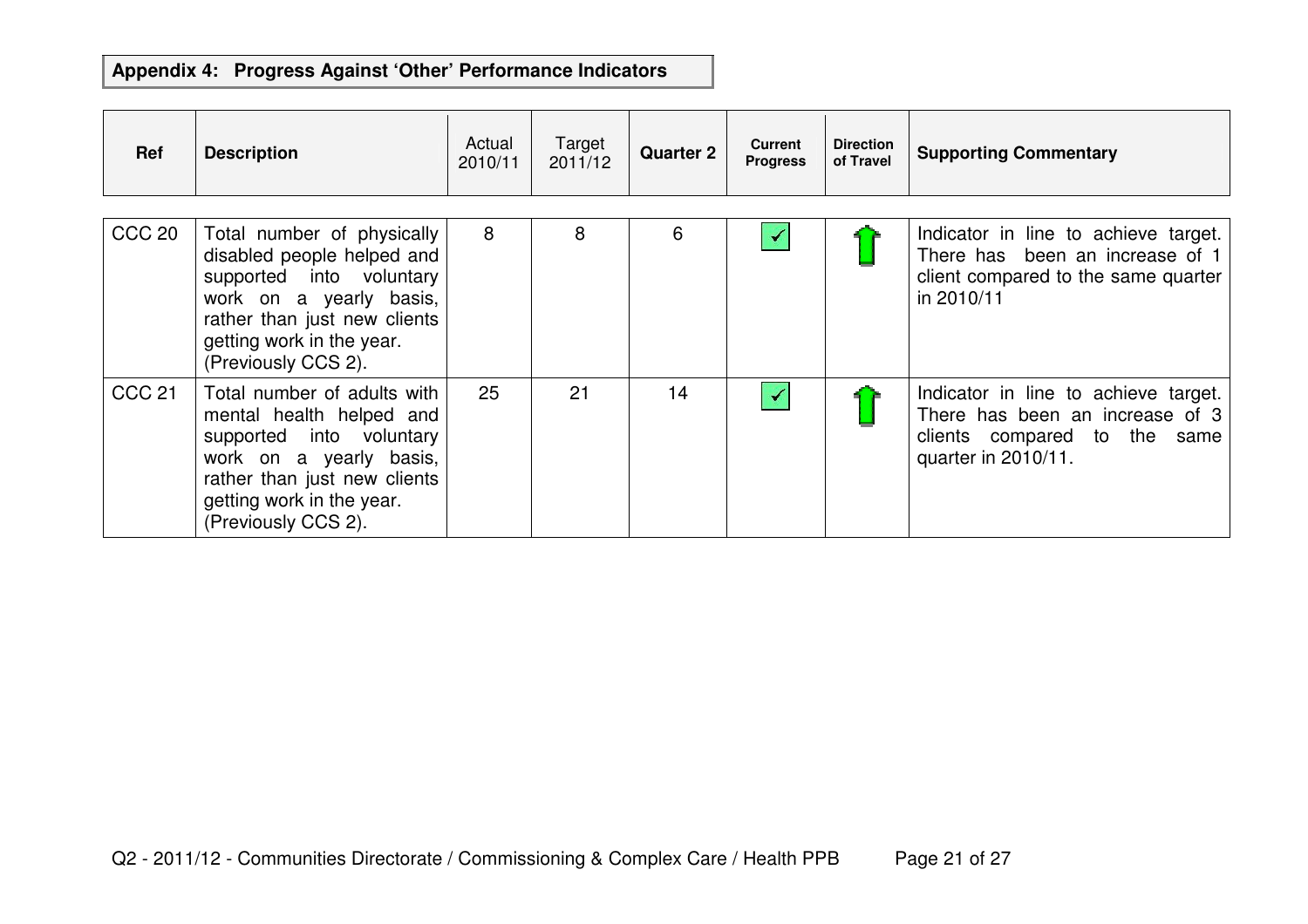## Appendix 4: Progress Against 'Other' Performance Indicators

| Ref | Description | Actual 2010/11 | Target 2011/12 | Quarter 2 | Current Progress | Direction of Travel | Supporting Commentary |
|---|---|---|---|---|---|---|---|
| CCC 20 | Total number of physically disabled people helped and supported into voluntary work on a yearly basis, rather than just new clients getting work in the year. (Previously CCS 2). | 8 | 8 | 6 | ✓ | ⇧ | Indicator in line to achieve target. There has been an increase of 1 client compared to the same quarter in 2010/11 |
| CCC 21 | Total number of adults with mental health helped and supported into voluntary work on a yearly basis, rather than just new clients getting work in the year. (Previously CCS 2). | 25 | 21 | 14 | ✓ | ⇧ | Indicator in line to achieve target. There has been an increase of 3 clients compared to the same quarter in 2010/11. |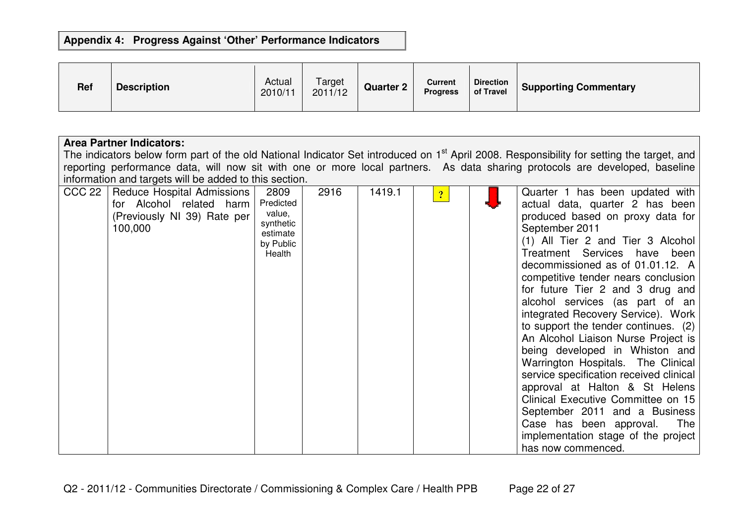## Appendix 4: Progress Against 'Other' Performance Indicators

| Ref | Description | Actual 2010/11 | Target 2011/12 | Quarter 2 | Current Progress | Direction of Travel | Supporting Commentary |
|---|---|---|---|---|---|---|---|
| **Area Partner Indicators:** The indicators below form part of the old National Indicator Set introduced on 1st April 2008. Responsibility for setting the target, and reporting performance data, will now sit with one or more local partners. As data sharing protocols are developed, baseline information and targets will be added to this section. | | | | | | | |
| CCC 22 | Reduce Hospital Admissions for Alcohol related harm (Previously NI 39) Rate per 100,000 | 2809 Predicted value, synthetic estimate by Public Health | 2916 | 1419.1 | ? | ↓ | Quarter 1 has been updated with actual data, quarter 2 has been produced based on proxy data for September 2011 (1) All Tier 2 and Tier 3 Alcohol Treatment Services have been decommissioned as of 01.01.12. A competitive tender nears conclusion for future Tier 2 and 3 drug and alcohol services (as part of an integrated Recovery Service). Work to support the tender continues. (2) An Alcohol Liaison Nurse Project is being developed in Whiston and Warrington Hospitals. The Clinical service specification received clinical approval at Halton & St Helens Clinical Executive Committee on 15 September 2011 and a Business Case has been approval. The implementation stage of the project has now commenced. |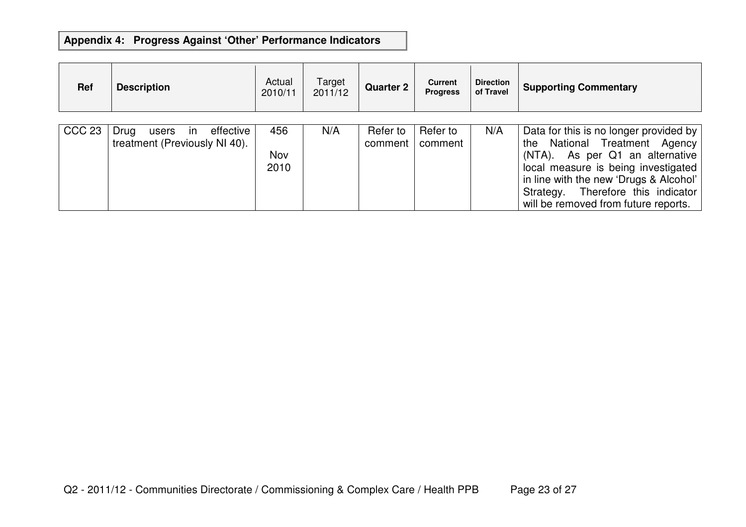**Appendix 4: Progress Against 'Other' Performance Indicators**

| Ref | Description | Actual 2010/11 | Target 2011/12 | Quarter 2 | Current Progress | Direction of Travel | Supporting Commentary |
|---|---|---|---|---|---|---|---|
| CCC 23 | Drug users in effective treatment (Previously NI 40). | 456<br><br>Nov 2010 | N/A | Refer to comment | Refer to comment | N/A | Data for this is no longer provided by the National Treatment Agency (NTA). As per Q1 an alternative local measure is being investigated in line with the new 'Drugs & Alcohol' Strategy. Therefore this indicator will be removed from future reports. |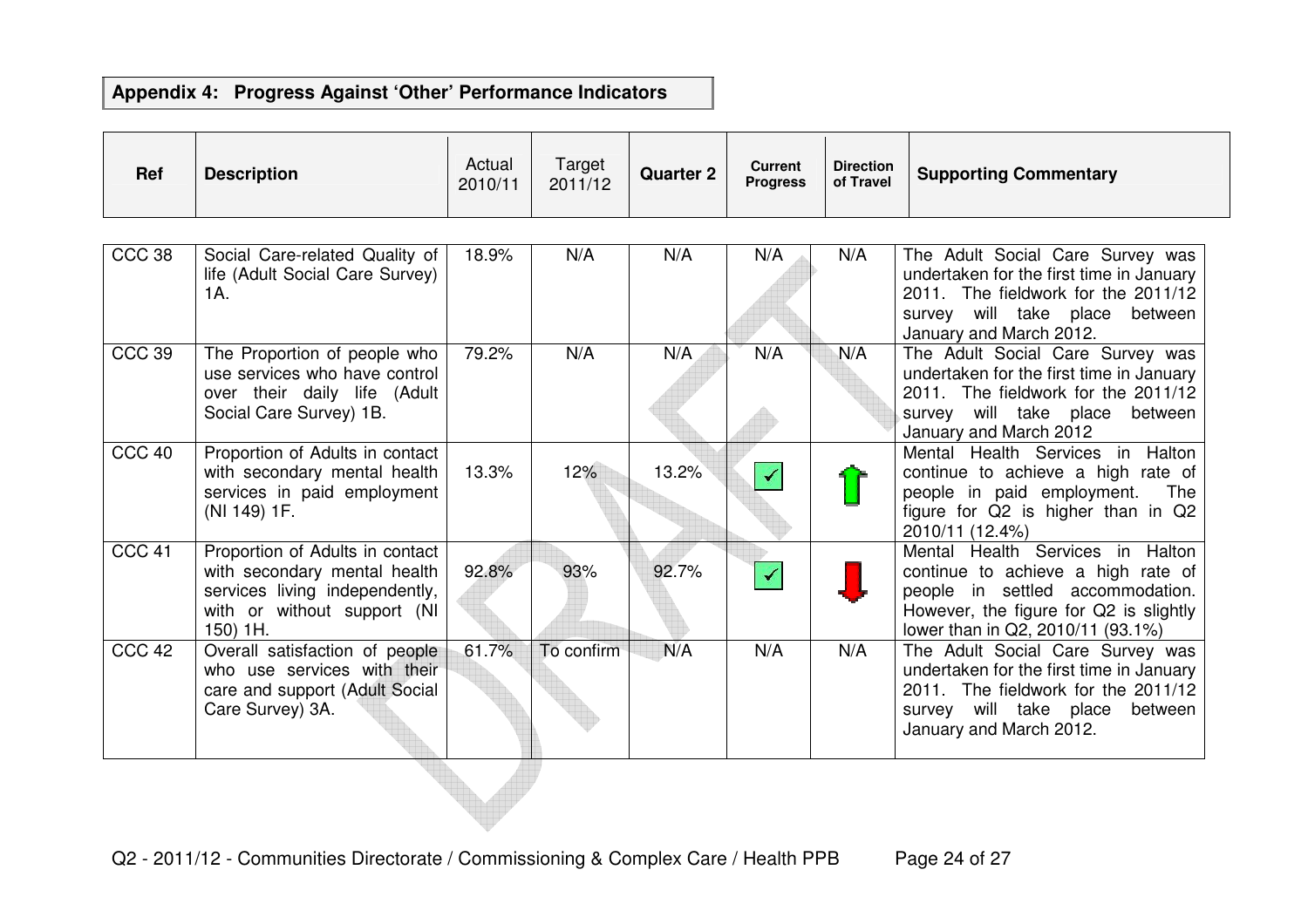## Appendix 4: Progress Against 'Other' Performance Indicators

| Ref | Description | Actual 2010/11 | Target 2011/12 | Quarter 2 | Current Progress | Direction of Travel | Supporting Commentary |
|---|---|---|---|---|---|---|---|
| CCC 38 | Social Care-related Quality of life (Adult Social Care Survey) 1A. | 18.9% | N/A | N/A | N/A | N/A | The Adult Social Care Survey was undertaken for the first time in January 2011. The fieldwork for the 2011/12 survey will take place between January and March 2012. |
| CCC 39 | The Proportion of people who use services who have control over their daily life (Adult Social Care Survey) 1B. | 79.2% | N/A | N/A | N/A | N/A | The Adult Social Care Survey was undertaken for the first time in January 2011. The fieldwork for the 2011/12 survey will take place between January and March 2012 |
| CCC 40 | Proportion of Adults in contact with secondary mental health services in paid employment (NI 149) 1F. | 13.3% | 12% | 13.2% | ✓ | ⇧ | Mental Health Services in Halton continue to achieve a high rate of people in paid employment. The figure for Q2 is higher than in Q2 2010/11 (12.4%) |
| CCC 41 | Proportion of Adults in contact with secondary mental health services living independently, with or without support (NI 150) 1H. | 92.8% | 93% | 92.7% | ✓ | ⇩ | Mental Health Services in Halton continue to achieve a high rate of people in settled accommodation. However, the figure for Q2 is slightly lower than in Q2, 2010/11 (93.1%) |
| CCC 42 | Overall satisfaction of people who use services with their care and support (Adult Social Care Survey) 3A. | 61.7% | To confirm | N/A | N/A | N/A | The Adult Social Care Survey was undertaken for the first time in January 2011. The fieldwork for the 2011/12 survey will take place between January and March 2012. |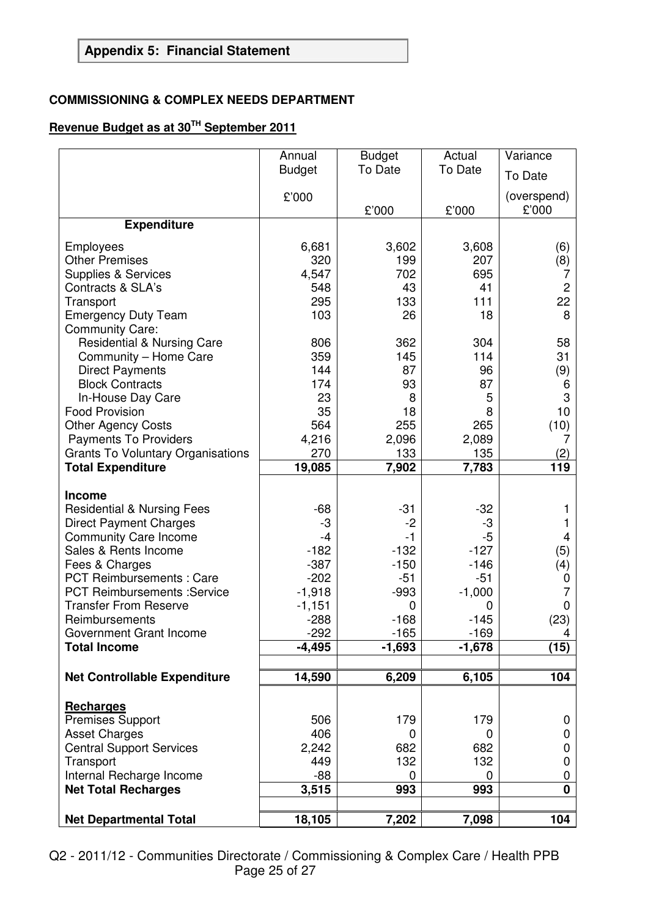## Appendix 5: Financial Statement

**COMMISSIONING & COMPLEX NEEDS DEPARTMENT**

**Revenue Budget as at 30TH September 2011**

| | Annual Budget £'000 | Budget To Date £'000 | Actual To Date £'000 | Variance To Date (overspend) £'000 |
|---|---|---|---|---|
| **Expenditure** | | | | |
| Employees | 6,681 | 3,602 | 3,608 | (6) |
| Other Premises | 320 | 199 | 207 | (8) |
| Supplies & Services | 4,547 | 702 | 695 | 7 |
| Contracts & SLA's | 548 | 43 | 41 | 2 |
| Transport | 295 | 133 | 111 | 22 |
| Emergency Duty Team | 103 | 26 | 18 | 8 |
| Community Care: | | | | |
| Residential & Nursing Care | 806 | 362 | 304 | 58 |
| Community – Home Care | 359 | 145 | 114 | 31 |
| Direct Payments | 144 | 87 | 96 | (9) |
| Block Contracts | 174 | 93 | 87 | 6 |
| In-House Day Care | 23 | 8 | 5 | 3 |
| Food Provision | 35 | 18 | 8 | 10 |
| Other Agency Costs | 564 | 255 | 265 | (10) |
| Payments To Providers | 4,216 | 2,096 | 2,089 | 7 |
| Grants To Voluntary Organisations | 270 | 133 | 135 | (2) |
| **Total Expenditure** | **19,085** | **7,902** | **7,783** | **119** |
| **Income** | | | | |
| Residential & Nursing Fees | -68 | -31 | -32 | 1 |
| Direct Payment Charges | -3 | -2 | -3 | 1 |
| Community Care Income | -4 | -1 | -5 | 4 |
| Sales & Rents Income | -182 | -132 | -127 | (5) |
| Fees & Charges | -387 | -150 | -146 | (4) |
| PCT Reimbursements : Care | -202 | -51 | -51 | 0 |
| PCT Reimbursements :Service | -1,918 | -993 | -1,000 | 7 |
| Transfer From Reserve | -1,151 | 0 | 0 | 0 |
| Reimbursements | -288 | -168 | -145 | (23) |
| Government Grant Income | -292 | -165 | -169 | 4 |
| **Total Income** | **-4,495** | **-1,693** | **-1,678** | **(15)** |
| **Net Controllable Expenditure** | **14,590** | **6,209** | **6,105** | **104** |
| **Recharges** | | | | |
| Premises Support | 506 | 179 | 179 | 0 |
| Asset Charges | 406 | 0 | 0 | 0 |
| Central Support Services | 2,242 | 682 | 682 | 0 |
| Transport | 449 | 132 | 132 | 0 |
| Internal Recharge Income | -88 | 0 | 0 | 0 |
| **Net Total Recharges** | **3,515** | **993** | **993** | **0** |
| **Net Departmental Total** | **18,105** | **7,202** | **7,098** | **104** |

Q2 - 2011/12 - Communities Directorate / Commissioning & Complex Care / Health PPB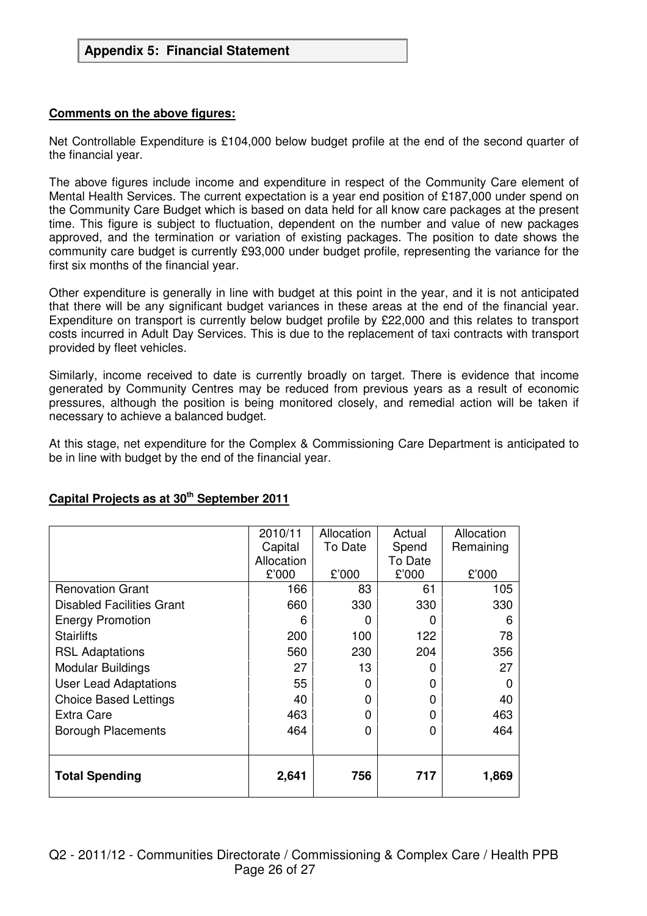## Appendix 5: Financial Statement

**Comments on the above figures:**

Net Controllable Expenditure is £104,000 below budget profile at the end of the second quarter of the financial year.

The above figures include income and expenditure in respect of the Community Care element of Mental Health Services. The current expectation is a year end position of £187,000 under spend on the Community Care Budget which is based on data held for all know care packages at the present time. This figure is subject to fluctuation, dependent on the number and value of new packages approved, and the termination or variation of existing packages. The position to date shows the community care budget is currently £93,000 under budget profile, representing the variance for the first six months of the financial year.

Other expenditure is generally in line with budget at this point in the year, and it is not anticipated that there will be any significant budget variances in these areas at the end of the financial year. Expenditure on transport is currently below budget profile by £22,000 and this relates to transport costs incurred in Adult Day Services. This is due to the replacement of taxi contracts with transport provided by fleet vehicles.

Similarly, income received to date is currently broadly on target. There is evidence that income generated by Community Centres may be reduced from previous years as a result of economic pressures, although the position is being monitored closely, and remedial action will be taken if necessary to achieve a balanced budget.

At this stage, net expenditure for the Complex & Commissioning Care Department is anticipated to be in line with budget by the end of the financial year.

**Capital Projects as at 30th September 2011**

| | 2010/11 Capital Allocation £'000 | Allocation To Date £'000 | Actual Spend To Date £'000 | Allocation Remaining £'000 |
|---|---|---|---|---|
| Renovation Grant | 166 | 83 | 61 | 105 |
| Disabled Facilities Grant | 660 | 330 | 330 | 330 |
| Energy Promotion | 6 | 0 | 0 | 6 |
| Stairlifts | 200 | 100 | 122 | 78 |
| RSL Adaptations | 560 | 230 | 204 | 356 |
| Modular Buildings | 27 | 13 | 0 | 27 |
| User Lead Adaptations | 55 | 0 | 0 | 0 |
| Choice Based Lettings | 40 | 0 | 0 | 40 |
| Extra Care | 463 | 0 | 0 | 463 |
| Borough Placements | 464 | 0 | 0 | 464 |
| **Total Spending** | **2,641** | **756** | **717** | **1,869** |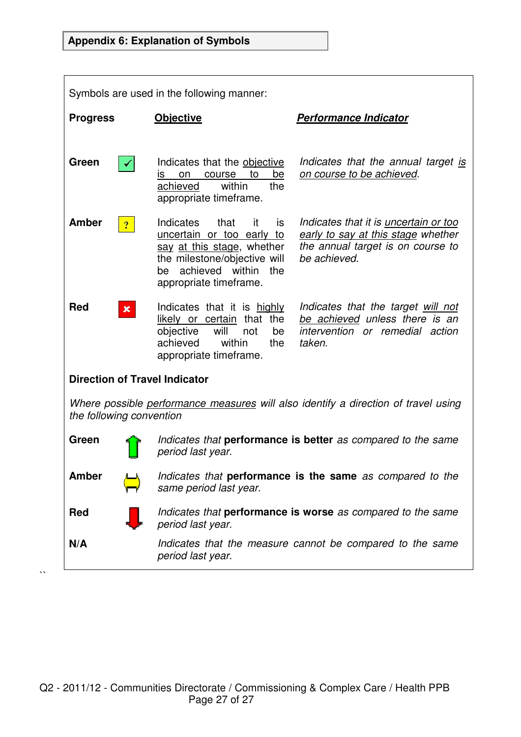## Appendix 6: Explanation of Symbols

Symbols are used in the following manner:

| Progress | | Objective | Performance Indicator |
|---|---|---|---|
| **Green** | ✓ | Indicates that the objective is on course to be achieved within the appropriate timeframe. | *Indicates that the annual target is on course to be achieved.* |
| **Amber** | ? | Indicates that it is uncertain or too early to say at this stage, whether the milestone/objective will be achieved within the appropriate timeframe. | *Indicates that it is uncertain or too early to say at this stage whether the annual target is on course to be achieved.* |
| **Red** | ✗ | Indicates that it is highly likely or certain that the objective will not be achieved within the appropriate timeframe. | *Indicates that the target will not be achieved unless there is an intervention or remedial action taken.* |

**Direction of Travel Indicator**

*Where possible performance measures will also identify a direction of travel using the following convention*

| | | |
|---|---|---|
| **Green** | ⇧ | *Indicates that* **performance is better** *as compared to the same period last year.* |
| **Amber** | ⇔ | *Indicates that* **performance is the same** *as compared to the same period last year.* |
| **Red** | ⇩ | *Indicates that* **performance is worse** *as compared to the same period last year.* |
| **N/A** | | *Indicates that the measure cannot be compared to the same period last year.* |

Q2 - 2011/12 - Communities Directorate / Commissioning & Complex Care / Health PPB